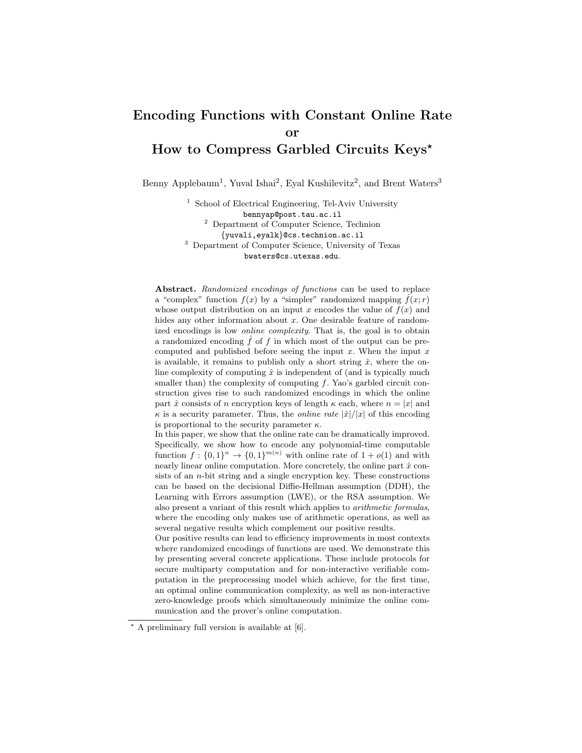# Encoding Functions with Constant Online Rate or How to Compress Garbled Circuits Keys*

Benny Applebaum[1], Yuval Ishai[2], Eyal Kushilevitz[2], and Brent Waters[3]

[1] School of Electrical Engineering, Tel-Aviv University
bennyap@post.tau.ac.il

[2] Department of Computer Science, Technion
{yuvali,eyalk}@cs.technion.ac.il

[3] Department of Computer Science, University of Texas
bwaters@cs.utexas.edu.

**Abstract.** *Randomized encodings of functions* can be used to replace a "complex" function $f(x)$ by a "simpler" randomized mapping $\hat{f}(x; r)$ whose output distribution on an input $x$ encodes the value of $f(x)$ and hides any other information about $x$. One desirable feature of randomized encodings is low *online complexity*. That is, the goal is to obtain a randomized encoding $\hat{f}$ of $f$ in which most of the output can be precomputed and published before seeing the input $x$. When the input $x$ is available, it remains to publish only a short string $\hat{x}$, where the online complexity of computing $\hat{x}$ is independent of (and is typically much smaller than) the complexity of computing $f$. Yao's garbled circuit construction gives rise to such randomized encodings in which the online part $\hat{x}$ consists of $n$ encryption keys of length $\kappa$ each, where $n = |x|$ and $\kappa$ is a security parameter. Thus, the *online rate* $|\hat{x}|/|x|$ of this encoding is proportional to the security parameter $\kappa$.

In this paper, we show that the online rate can be dramatically improved. Specifically, we show how to encode any polynomial-time computable function $f : \{0,1\}^n \to \{0,1\}^{m(n)}$ with online rate of $1 + o(1)$ and with nearly linear online computation. More concretely, the online part $\hat{x}$ consists of an $n$-bit string and a single encryption key. These constructions can be based on the decisional Diffie-Hellman assumption (DDH), the Learning with Errors assumption (LWE), or the RSA assumption. We also present a variant of this result which applies to *arithmetic formulas*, where the encoding only makes use of arithmetic operations, as well as several negative results which complement our positive results.

Our positive results can lead to efficiency improvements in most contexts where randomized encodings of functions are used. We demonstrate this by presenting several concrete applications. These include protocols for secure multiparty computation and for non-interactive verifiable computation in the preprocessing model which achieve, for the first time, an optimal online communication complexity, as well as non-interactive zero-knowledge proofs which simultaneously minimize the online communication and the prover's online computation.

* A preliminary full version is available at [6].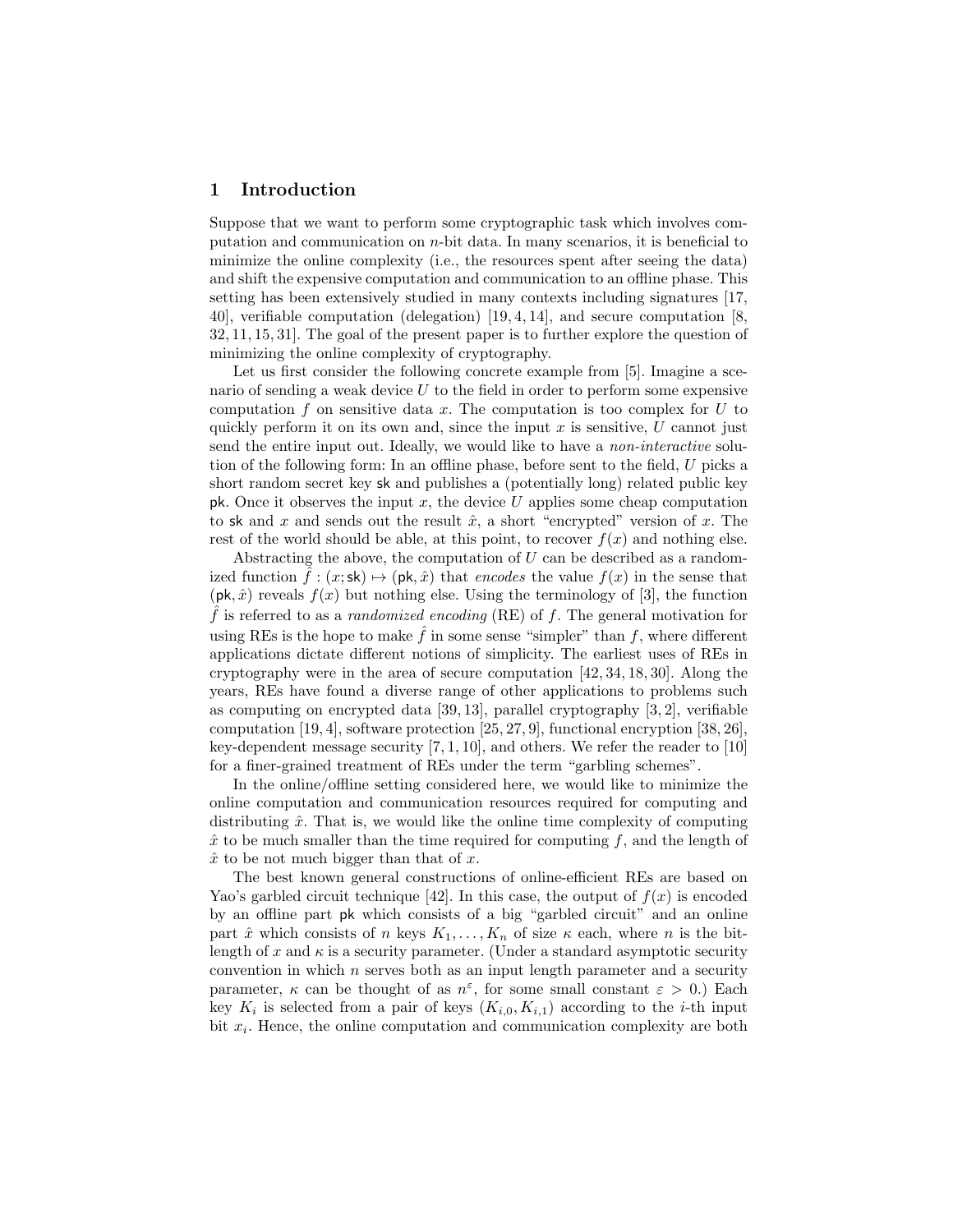## 1 Introduction

Suppose that we want to perform some cryptographic task which involves computation and communication on $n$-bit data. In many scenarios, it is beneficial to minimize the online complexity (i.e., the resources spent after seeing the data) and shift the expensive computation and communication to an offline phase. This setting has been extensively studied in many contexts including signatures [17, 40], verifiable computation (delegation) [19, 4, 14], and secure computation [8, 32, 11, 15, 31]. The goal of the present paper is to further explore the question of minimizing the online complexity of cryptography.

Let us first consider the following concrete example from [5]. Imagine a scenario of sending a weak device $U$ to the field in order to perform some expensive computation $f$ on sensitive data $x$. The computation is too complex for $U$ to quickly perform it on its own and, since the input $x$ is sensitive, $U$ cannot just send the entire input out. Ideally, we would like to have a *non-interactive* solution of the following form: In an offline phase, before sent to the field, $U$ picks a short random secret key $\mathsf{sk}$ and publishes a (potentially long) related public key $\mathsf{pk}$. Once it observes the input $x$, the device $U$ applies some cheap computation to $\mathsf{sk}$ and $x$ and sends out the result $\hat{x}$, a short "encrypted" version of $x$. The rest of the world should be able, at this point, to recover $f(x)$ and nothing else.

Abstracting the above, the computation of $U$ can be described as a randomized function $\hat{f} : (x; \mathsf{sk}) \mapsto (\mathsf{pk}, \hat{x})$ that *encodes* the value $f(x)$ in the sense that $(\mathsf{pk}, \hat{x})$ reveals $f(x)$ but nothing else. Using the terminology of [3], the function $\hat{f}$ is referred to as a *randomized encoding* (RE) of $f$. The general motivation for using REs is the hope to make $\hat{f}$ in some sense "simpler" than $f$, where different applications dictate different notions of simplicity. The earliest uses of REs in cryptography were in the area of secure computation [42, 34, 18, 30]. Along the years, REs have found a diverse range of other applications to problems such as computing on encrypted data [39, 13], parallel cryptography [3, 2], verifiable computation [19, 4], software protection [25, 27, 9], functional encryption [38, 26], key-dependent message security [7, 1, 10], and others. We refer the reader to [10] for a finer-grained treatment of REs under the term "garbling schemes".

In the online/offline setting considered here, we would like to minimize the online computation and communication resources required for computing and distributing $\hat{x}$. That is, we would like the online time complexity of computing $\hat{x}$ to be much smaller than the time required for computing $f$, and the length of $\hat{x}$ to be not much bigger than that of $x$.

The best known general constructions of online-efficient REs are based on Yao's garbled circuit technique [42]. In this case, the output of $f(x)$ is encoded by an offline part $\mathsf{pk}$ which consists of a big "garbled circuit" and an online part $\hat{x}$ which consists of $n$ keys $K_1, \ldots, K_n$ of size $\kappa$ each, where $n$ is the bit-length of $x$ and $\kappa$ is a security parameter. (Under a standard asymptotic security convention in which $n$ serves both as an input length parameter and a security parameter, $\kappa$ can be thought of as $n^{\varepsilon}$, for some small constant $\varepsilon > 0$.) Each key $K_i$ is selected from a pair of keys $(K_{i,0}, K_{i,1})$ according to the $i$-th input bit $x_i$. Hence, the online computation and communication complexity are both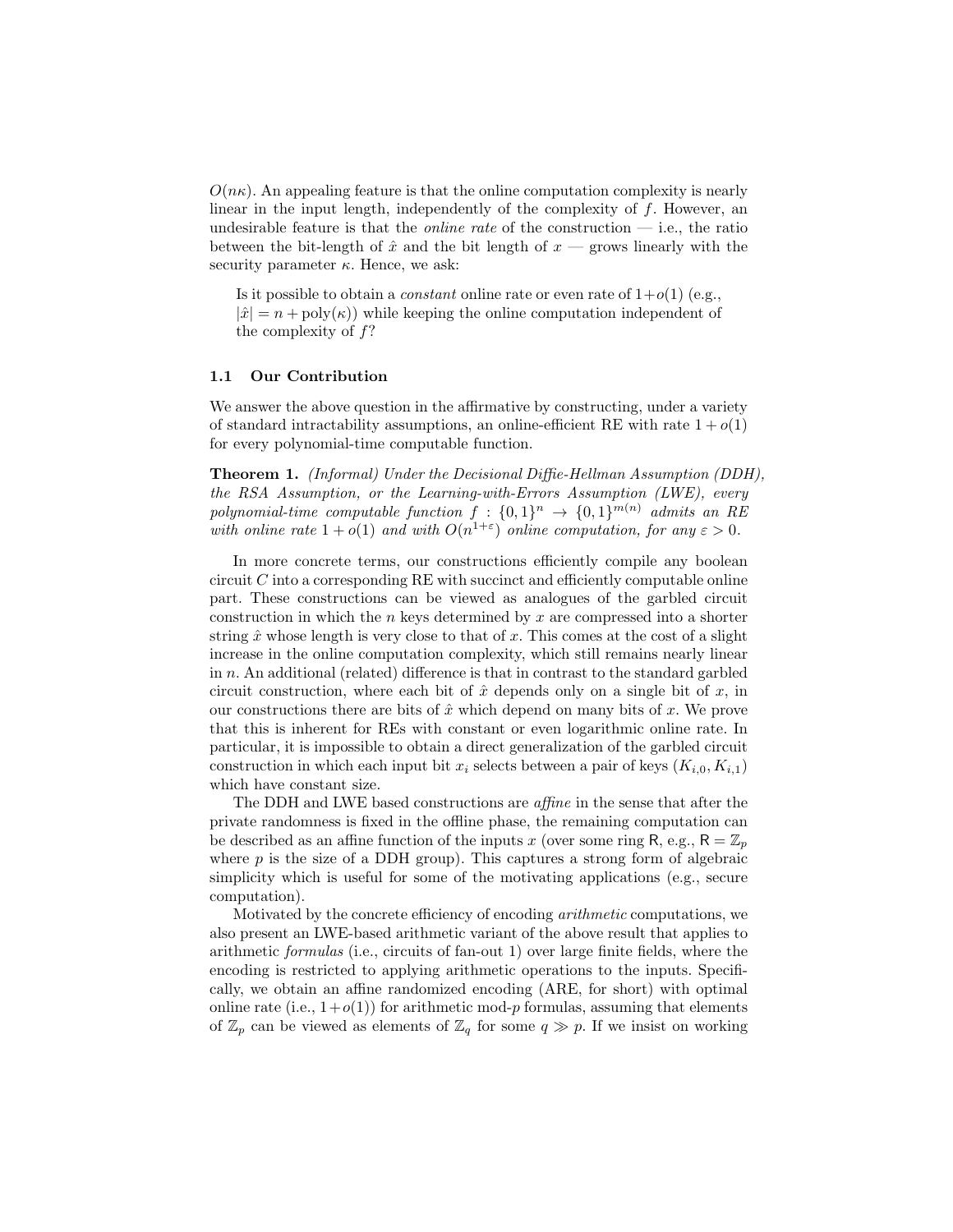$O(n\kappa)$. An appealing feature is that the online computation complexity is nearly linear in the input length, independently of the complexity of $f$. However, an undesirable feature is that the *online rate* of the construction — i.e., the ratio between the bit-length of $\hat{x}$ and the bit length of $x$ — grows linearly with the security parameter $\kappa$. Hence, we ask:

> Is it possible to obtain a *constant* online rate or even rate of $1+o(1)$ (e.g., $|\hat{x}| = n + \text{poly}(\kappa)$) while keeping the online computation independent of the complexity of $f$?

### 1.1 Our Contribution

We answer the above question in the affirmative by constructing, under a variety of standard intractability assumptions, an online-efficient RE with rate $1 + o(1)$ for every polynomial-time computable function.

**Theorem 1.** *(Informal) Under the Decisional Diffie-Hellman Assumption (DDH), the RSA Assumption, or the Learning-with-Errors Assumption (LWE), every polynomial-time computable function $f : \{0,1\}^n \to \{0,1\}^{m(n)}$ admits an RE with online rate $1 + o(1)$ and with $O(n^{1+\varepsilon})$ online computation, for any $\varepsilon > 0$.*

In more concrete terms, our constructions efficiently compile any boolean circuit $C$ into a corresponding RE with succinct and efficiently computable online part. These constructions can be viewed as analogues of the garbled circuit construction in which the $n$ keys determined by $x$ are compressed into a shorter string $\hat{x}$ whose length is very close to that of $x$. This comes at the cost of a slight increase in the online computation complexity, which still remains nearly linear in $n$. An additional (related) difference is that in contrast to the standard garbled circuit construction, where each bit of $\hat{x}$ depends only on a single bit of $x$, in our constructions there are bits of $\hat{x}$ which depend on many bits of $x$. We prove that this is inherent for REs with constant or even logarithmic online rate. In particular, it is impossible to obtain a direct generalization of the garbled circuit construction in which each input bit $x_i$ selects between a pair of keys $(K_{i,0}, K_{i,1})$ which have constant size.

The DDH and LWE based constructions are *affine* in the sense that after the private randomness is fixed in the offline phase, the remaining computation can be described as an affine function of the inputs $x$ (over some ring $\mathsf{R}$, e.g., $\mathsf{R} = \mathbb{Z}_p$ where $p$ is the size of a DDH group). This captures a strong form of algebraic simplicity which is useful for some of the motivating applications (e.g., secure computation).

Motivated by the concrete efficiency of encoding *arithmetic* computations, we also present an LWE-based arithmetic variant of the above result that applies to arithmetic *formulas* (i.e., circuits of fan-out 1) over large finite fields, where the encoding is restricted to applying arithmetic operations to the inputs. Specifically, we obtain an affine randomized encoding (ARE, for short) with optimal online rate (i.e., $1+o(1)$) for arithmetic mod-$p$ formulas, assuming that elements of $\mathbb{Z}_p$ can be viewed as elements of $\mathbb{Z}_q$ for some $q \gg p$. If we insist on working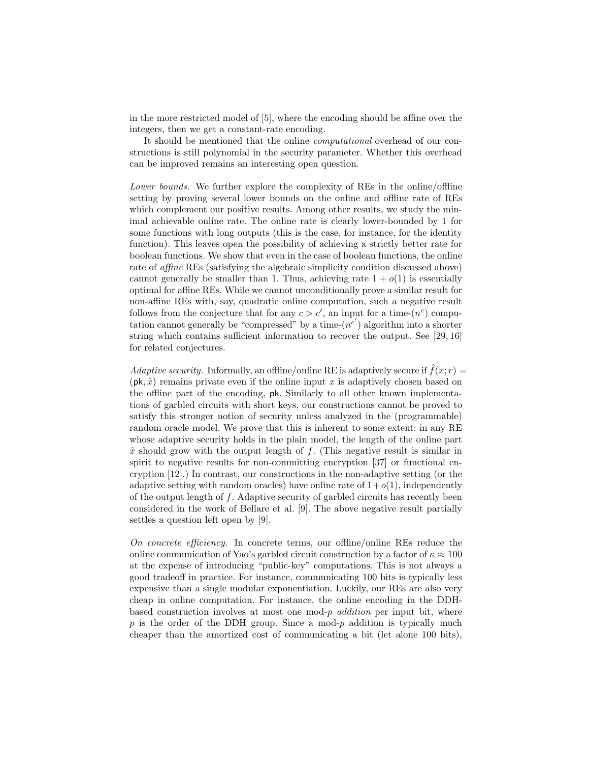in the more restricted model of [5], where the encoding should be affine over the integers, then we get a constant-rate encoding.

It should be mentioned that the online *computational* overhead of our constructions is still polynomial in the security parameter. Whether this overhead can be improved remains an interesting open question.

*Lower bounds.* We further explore the complexity of REs in the online/offline setting by proving several lower bounds on the online and offline rate of REs which complement our positive results. Among other results, we study the minimal achievable online rate. The online rate is clearly lower-bounded by 1 for some functions with long outputs (this is the case, for instance, for the identity function). This leaves open the possibility of achieving a strictly better rate for boolean functions. We show that even in the case of boolean functions, the online rate of *affine* REs (satisfying the algebraic simplicity condition discussed above) cannot generally be smaller than 1. Thus, achieving rate $1 + o(1)$ is essentially optimal for affine REs. While we cannot unconditionally prove a similar result for non-affine REs with, say, quadratic online computation, such a negative result follows from the conjecture that for any $c > c'$, an input for a time-$(n^c)$ computation cannot generally be "compressed" by a time-$(n^{c'})$ algorithm into a shorter string which contains sufficient information to recover the output. See [29, 16] for related conjectures.

*Adaptive security.* Informally, an offline/online RE is adaptively secure if $\hat{f}(x; r) = (\mathsf{pk}, \hat{x})$ remains private even if the online input $x$ is adaptively chosen based on the offline part of the encoding, $\mathsf{pk}$. Similarly to all other known implementations of garbled circuits with short keys, our constructions cannot be proved to satisfy this stronger notion of security unless analyzed in the (programmable) random oracle model. We prove that this is inherent to some extent: in any RE whose adaptive security holds in the plain model, the length of the online part $\hat{x}$ should grow with the output length of $f$. (This negative result is similar in spirit to negative results for non-committing encryption [37] or functional encryption [12].) In contrast, our constructions in the non-adaptive setting (or the adaptive setting with random oracles) have online rate of $1+o(1)$, independently of the output length of $f$. Adaptive security of garbled circuits has recently been considered in the work of Bellare et al. [9]. The above negative result partially settles a question left open by [9].

*On concrete efficiency.* In concrete terms, our offline/online REs reduce the online communication of Yao's garbled circuit construction by a factor of $\kappa \approx 100$ at the expense of introducing "public-key" computations. This is not always a good tradeoff in practice. For instance, communicating 100 bits is typically less expensive than a single modular exponentiation. Luckily, our REs are also very cheap in online computation. For instance, the online encoding in the DDH-based construction involves at most one mod-$p$ *addition* per input bit, where $p$ is the order of the DDH group. Since a mod-$p$ addition is typically much cheaper than the amortized cost of communicating a bit (let alone 100 bits),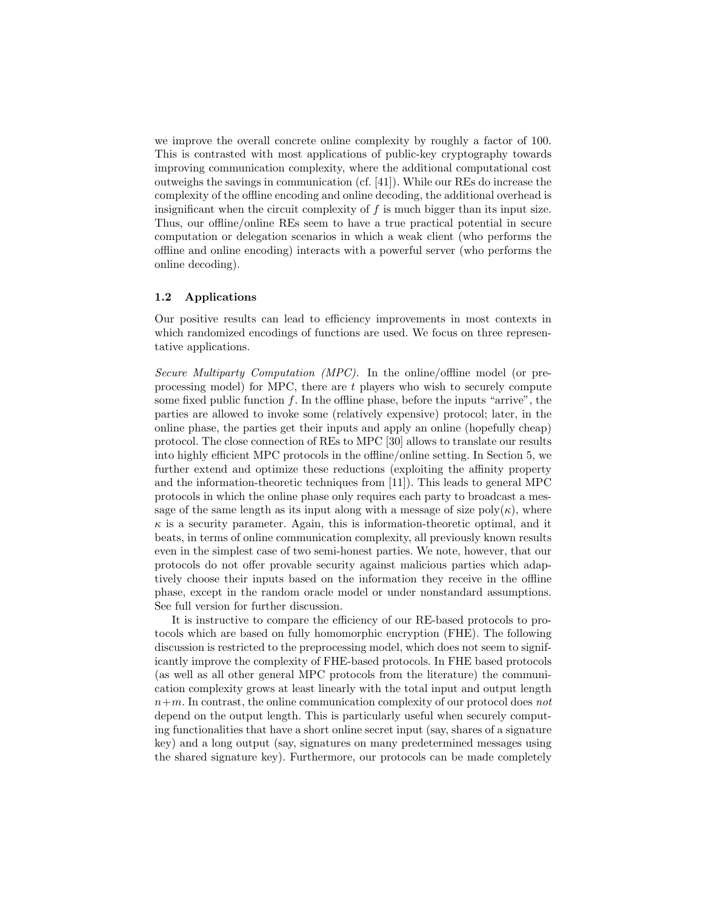we improve the overall concrete online complexity by roughly a factor of 100. This is contrasted with most applications of public-key cryptography towards improving communication complexity, where the additional computational cost outweighs the savings in communication (cf. [41]). While our REs do increase the complexity of the offline encoding and online decoding, the additional overhead is insignificant when the circuit complexity of $f$ is much bigger than its input size. Thus, our offline/online REs seem to have a true practical potential in secure computation or delegation scenarios in which a weak client (who performs the offline and online encoding) interacts with a powerful server (who performs the online decoding).

### 1.2 Applications

Our positive results can lead to efficiency improvements in most contexts in which randomized encodings of functions are used. We focus on three representative applications.

*Secure Multiparty Computation (MPC).* In the online/offline model (or preprocessing model) for MPC, there are $t$ players who wish to securely compute some fixed public function $f$. In the offline phase, before the inputs "arrive", the parties are allowed to invoke some (relatively expensive) protocol; later, in the online phase, the parties get their inputs and apply an online (hopefully cheap) protocol. The close connection of REs to MPC [30] allows to translate our results into highly efficient MPC protocols in the offline/online setting. In Section 5, we further extend and optimize these reductions (exploiting the affinity property and the information-theoretic techniques from [11]). This leads to general MPC protocols in which the online phase only requires each party to broadcast a message of the same length as its input along with a message of size $\text{poly}(\kappa)$, where $\kappa$ is a security parameter. Again, this is information-theoretic optimal, and it beats, in terms of online communication complexity, all previously known results even in the simplest case of two semi-honest parties. We note, however, that our protocols do not offer provable security against malicious parties which adaptively choose their inputs based on the information they receive in the offline phase, except in the random oracle model or under nonstandard assumptions. See full version for further discussion.

It is instructive to compare the efficiency of our RE-based protocols to protocols which are based on fully homomorphic encryption (FHE). The following discussion is restricted to the preprocessing model, which does not seem to significantly improve the complexity of FHE-based protocols. In FHE based protocols (as well as all other general MPC protocols from the literature) the communication complexity grows at least linearly with the total input and output length $n+m$. In contrast, the online communication complexity of our protocol does *not* depend on the output length. This is particularly useful when securely computing functionalities that have a short online secret input (say, shares of a signature key) and a long output (say, signatures on many predetermined messages using the shared signature key). Furthermore, our protocols can be made completely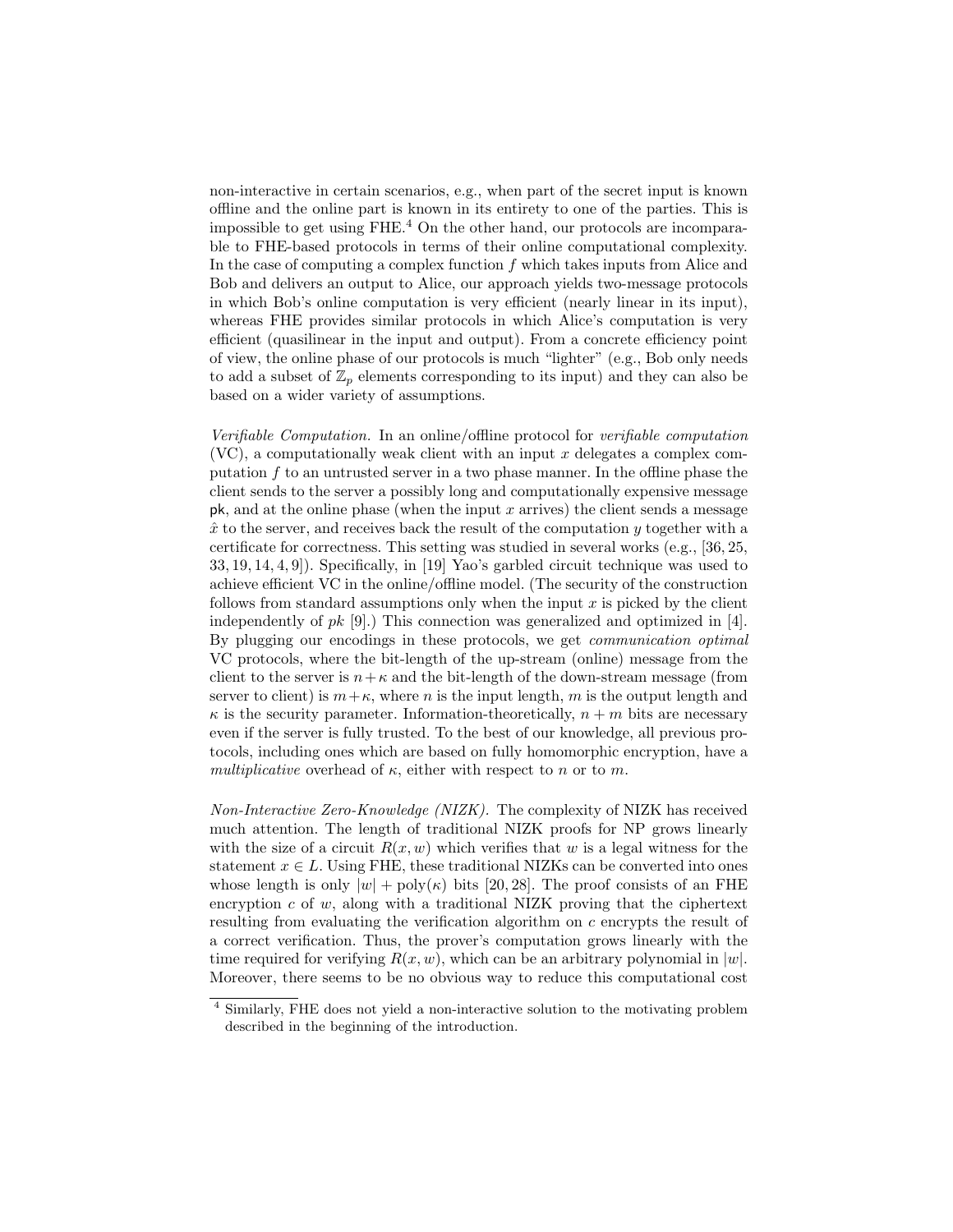non-interactive in certain scenarios, e.g., when part of the secret input is known offline and the online part is known in its entirety to one of the parties. This is impossible to get using FHE.[4] On the other hand, our protocols are incomparable to FHE-based protocols in terms of their online computational complexity. In the case of computing a complex function $f$ which takes inputs from Alice and Bob and delivers an output to Alice, our approach yields two-message protocols in which Bob's online computation is very efficient (nearly linear in its input), whereas FHE provides similar protocols in which Alice's computation is very efficient (quasilinear in the input and output). From a concrete efficiency point of view, the online phase of our protocols is much "lighter" (e.g., Bob only needs to add a subset of $\mathbb{Z}_p$ elements corresponding to its input) and they can also be based on a wider variety of assumptions.

*Verifiable Computation.* In an online/offline protocol for *verifiable computation* (VC), a computationally weak client with an input $x$ delegates a complex computation $f$ to an untrusted server in a two phase manner. In the offline phase the client sends to the server a possibly long and computationally expensive message $\mathsf{pk}$, and at the online phase (when the input $x$ arrives) the client sends a message $\hat{x}$ to the server, and receives back the result of the computation $y$ together with a certificate for correctness. This setting was studied in several works (e.g., [36, 25, 33, 19, 14, 4, 9]). Specifically, in [19] Yao's garbled circuit technique was used to achieve efficient VC in the online/offline model. (The security of the construction follows from standard assumptions only when the input $x$ is picked by the client independently of $pk$ [9].) This connection was generalized and optimized in [4]. By plugging our encodings in these protocols, we get *communication optimal* VC protocols, where the bit-length of the up-stream (online) message from the client to the server is $n+\kappa$ and the bit-length of the down-stream message (from server to client) is $m+\kappa$, where $n$ is the input length, $m$ is the output length and $\kappa$ is the security parameter. Information-theoretically, $n+m$ bits are necessary even if the server is fully trusted. To the best of our knowledge, all previous protocols, including ones which are based on fully homomorphic encryption, have a *multiplicative* overhead of $\kappa$, either with respect to $n$ or to $m$.

*Non-Interactive Zero-Knowledge (NIZK).* The complexity of NIZK has received much attention. The length of traditional NIZK proofs for NP grows linearly with the size of a circuit $R(x, w)$ which verifies that $w$ is a legal witness for the statement $x \in L$. Using FHE, these traditional NIZKs can be converted into ones whose length is only $|w| + \text{poly}(\kappa)$ bits [20, 28]. The proof consists of an FHE encryption $c$ of $w$, along with a traditional NIZK proving that the ciphertext resulting from evaluating the verification algorithm on $c$ encrypts the result of a correct verification. Thus, the prover's computation grows linearly with the time required for verifying $R(x, w)$, which can be an arbitrary polynomial in $|w|$. Moreover, there seems to be no obvious way to reduce this computational cost

[4] Similarly, FHE does not yield a non-interactive solution to the motivating problem described in the beginning of the introduction.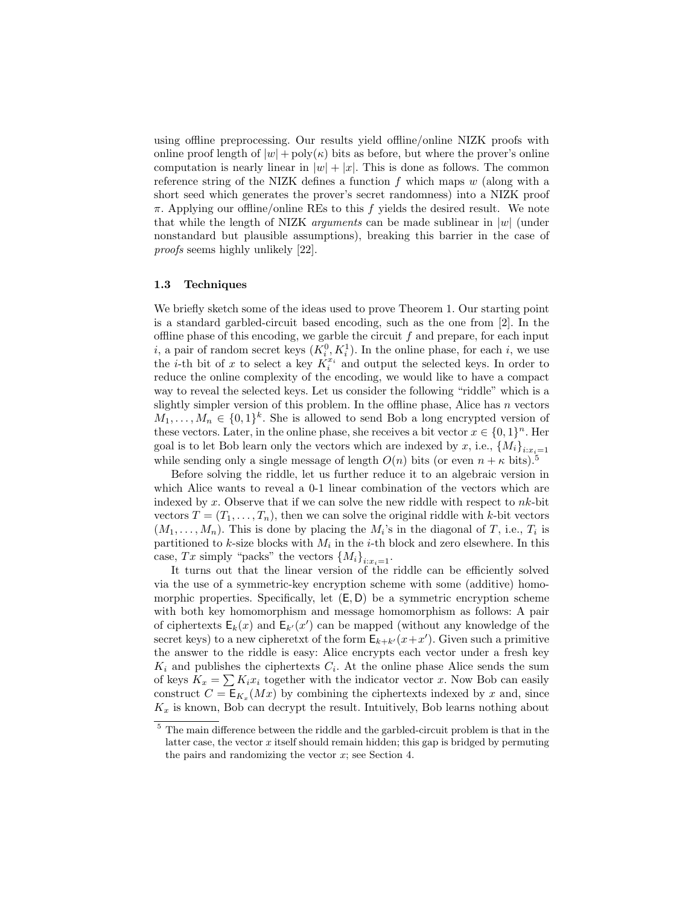using offline preprocessing. Our results yield offline/online NIZK proofs with online proof length of $|w| + \text{poly}(\kappa)$ bits as before, but where the prover's online computation is nearly linear in $|w| + |x|$. This is done as follows. The common reference string of the NIZK defines a function $f$ which maps $w$ (along with a short seed which generates the prover's secret randomness) into a NIZK proof $\pi$. Applying our offline/online REs to this $f$ yields the desired result. We note that while the length of NIZK *arguments* can be made sublinear in $|w|$ (under nonstandard but plausible assumptions), breaking this barrier in the case of *proofs* seems highly unlikely [22].

### 1.3 Techniques

We briefly sketch some of the ideas used to prove Theorem 1. Our starting point is a standard garbled-circuit based encoding, such as the one from [2]. In the offline phase of this encoding, we garble the circuit $f$ and prepare, for each input $i$, a pair of random secret keys $(K_i^0, K_i^1)$. In the online phase, for each $i$, we use the $i$-th bit of $x$ to select a key $K_i^{x_i}$ and output the selected keys. In order to reduce the online complexity of the encoding, we would like to have a compact way to reveal the selected keys. Let us consider the following "riddle" which is a slightly simpler version of this problem. In the offline phase, Alice has $n$ vectors $M_1, \ldots, M_n \in \{0,1\}^k$. She is allowed to send Bob a long encrypted version of these vectors. Later, in the online phase, she receives a bit vector $x \in \{0,1\}^n$. Her goal is to let Bob learn only the vectors which are indexed by $x$, i.e., $\{M_i\}_{i:x_i=1}$ while sending only a single message of length $O(n)$ bits (or even $n + \kappa$ bits).[5]

Before solving the riddle, let us further reduce it to an algebraic version in which Alice wants to reveal a 0-1 linear combination of the vectors which are indexed by $x$. Observe that if we can solve the new riddle with respect to $nk$-bit vectors $T = (T_1, \ldots, T_n)$, then we can solve the original riddle with $k$-bit vectors $(M_1, \ldots, M_n)$. This is done by placing the $M_i$'s in the diagonal of $T$, i.e., $T_i$ is partitioned to $k$-size blocks with $M_i$ in the $i$-th block and zero elsewhere. In this case, $Tx$ simply "packs" the vectors $\{M_i\}_{i:x_i=1}$.

It turns out that the linear version of the riddle can be efficiently solved via the use of a symmetric-key encryption scheme with some (additive) homomorphic properties. Specifically, let $(\mathsf{E}, \mathsf{D})$ be a symmetric encryption scheme with both key homomorphism and message homomorphism as follows: A pair of ciphertexts $\mathsf{E}_k(x)$ and $\mathsf{E}_{k'}(x')$ can be mapped (without any knowledge of the secret keys) to a new cipheretxt of the form $\mathsf{E}_{k+k'}(x+x')$. Given such a primitive the answer to the riddle is easy: Alice encrypts each vector under a fresh key $K_i$ and publishes the ciphertexts $C_i$. At the online phase Alice sends the sum of keys $K_x = \sum K_i x_i$ together with the indicator vector $x$. Now Bob can easily construct $C = \mathsf{E}_{K_x}(Mx)$ by combining the ciphertexts indexed by $x$ and, since $K_x$ is known, Bob can decrypt the result. Intuitively, Bob learns nothing about

[5] The main difference between the riddle and the garbled-circuit problem is that in the latter case, the vector $x$ itself should remain hidden; this gap is bridged by permuting the pairs and randomizing the vector $x$; see Section 4.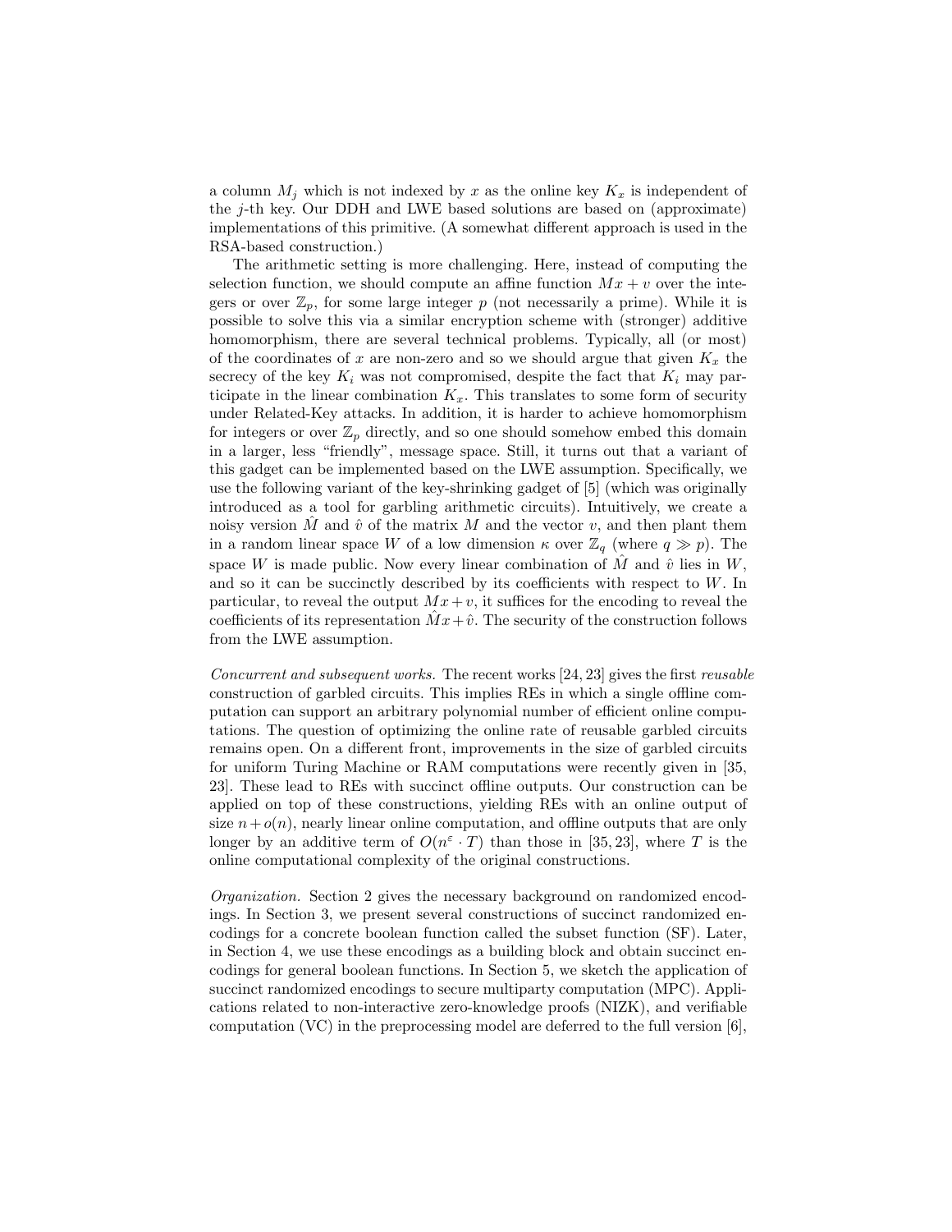a column $M_j$ which is not indexed by $x$ as the online key $K_x$ is independent of the $j$-th key. Our DDH and LWE based solutions are based on (approximate) implementations of this primitive. (A somewhat different approach is used in the RSA-based construction.)

The arithmetic setting is more challenging. Here, instead of computing the selection function, we should compute an affine function $Mx + v$ over the integers or over $\mathbb{Z}_p$, for some large integer $p$ (not necessarily a prime). While it is possible to solve this via a similar encryption scheme with (stronger) additive homomorphism, there are several technical problems. Typically, all (or most) of the coordinates of $x$ are non-zero and so we should argue that given $K_x$ the secrecy of the key $K_i$ was not compromised, despite the fact that $K_i$ may participate in the linear combination $K_x$. This translates to some form of security under Related-Key attacks. In addition, it is harder to achieve homomorphism for integers or over $\mathbb{Z}_p$ directly, and so one should somehow embed this domain in a larger, less "friendly", message space. Still, it turns out that a variant of this gadget can be implemented based on the LWE assumption. Specifically, we use the following variant of the key-shrinking gadget of [5] (which was originally introduced as a tool for garbling arithmetic circuits). Intuitively, we create a noisy version $\hat{M}$ and $\hat{v}$ of the matrix $M$ and the vector $v$, and then plant them in a random linear space $W$ of a low dimension $\kappa$ over $\mathbb{Z}_q$ (where $q \gg p$). The space $W$ is made public. Now every linear combination of $\hat{M}$ and $\hat{v}$ lies in $W$, and so it can be succinctly described by its coefficients with respect to $W$. In particular, to reveal the output $Mx + v$, it suffices for the encoding to reveal the coefficients of its representation $\hat{M}x + \hat{v}$. The security of the construction follows from the LWE assumption.

*Concurrent and subsequent works.* The recent works [24, 23] gives the first *reusable* construction of garbled circuits. This implies REs in which a single offline computation can support an arbitrary polynomial number of efficient online computations. The question of optimizing the online rate of reusable garbled circuits remains open. On a different front, improvements in the size of garbled circuits for uniform Turing Machine or RAM computations were recently given in [35, 23]. These lead to REs with succinct offline outputs. Our construction can be applied on top of these constructions, yielding REs with an online output of size $n + o(n)$, nearly linear online computation, and offline outputs that are only longer by an additive term of $O(n^{\varepsilon} \cdot T)$ than those in [35, 23], where $T$ is the online computational complexity of the original constructions.

*Organization.* Section 2 gives the necessary background on randomized encodings. In Section 3, we present several constructions of succinct randomized encodings for a concrete boolean function called the subset function (SF). Later, in Section 4, we use these encodings as a building block and obtain succinct encodings for general boolean functions. In Section 5, we sketch the application of succinct randomized encodings to secure multiparty computation (MPC). Applications related to non-interactive zero-knowledge proofs (NIZK), and verifiable computation (VC) in the preprocessing model are deferred to the full version [6],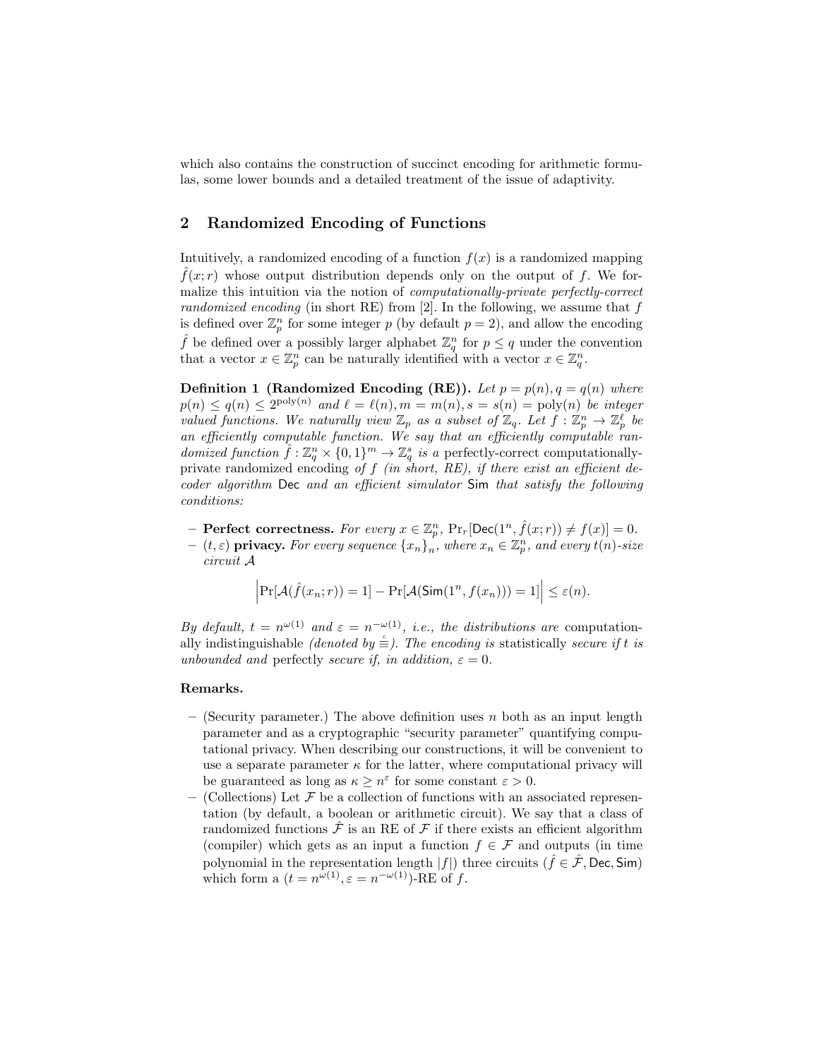which also contains the construction of succinct encoding for arithmetic formulas, some lower bounds and a detailed treatment of the issue of adaptivity.

## 2 Randomized Encoding of Functions

Intuitively, a randomized encoding of a function $f(x)$ is a randomized mapping $\hat{f}(x;r)$ whose output distribution depends only on the output of $f$. We formalize this intuition via the notion of *computationally-private perfectly-correct randomized encoding* (in short RE) from [2]. In the following, we assume that $f$ is defined over $\mathbb{Z}_p^n$ for some integer $p$ (by default $p = 2$), and allow the encoding $\hat{f}$ be defined over a possibly larger alphabet $\mathbb{Z}_q^n$ for $p \leq q$ under the convention that a vector $x \in \mathbb{Z}_p^n$ can be naturally identified with a vector $x \in \mathbb{Z}_q^n$.

**Definition 1 (Randomized Encoding (RE)).** *Let $p = p(n), q = q(n)$ where $p(n) \leq q(n) \leq 2^{\mathrm{poly}(n)}$ and $\ell = \ell(n), m = m(n), s = s(n) = \mathrm{poly}(n)$ be integer valued functions. We naturally view $\mathbb{Z}_p$ as a subset of $\mathbb{Z}_q$. Let $f : \mathbb{Z}_p^n \to \mathbb{Z}_p^\ell$ be an efficiently computable function. We say that an efficiently computable randomized function $\hat{f} : \mathbb{Z}_q^n \times \{0,1\}^m \to \mathbb{Z}_q^s$ is a* perfectly-correct computationally-private randomized encoding *of $f$ (in short, RE), if there exist an efficient decoder algorithm* $\mathsf{Dec}$ *and an efficient simulator* $\mathsf{Sim}$ *that satisfy the following conditions:*

- **Perfect correctness.** *For every $x \in \mathbb{Z}_p^n$, $\Pr_r[\mathsf{Dec}(1^n, \hat{f}(x;r)) \neq f(x)] = 0$.*
- $(t, \varepsilon)$ **privacy.** *For every sequence $\{x_n\}_n$, where $x_n \in \mathbb{Z}_p^n$, and every $t(n)$-size circuit $\mathcal{A}$*

$$\left|\Pr[\mathcal{A}(\hat{f}(x_n;r)) = 1] - \Pr[\mathcal{A}(\mathsf{Sim}(1^n, f(x_n))) = 1]\right| \leq \varepsilon(n).$$

*By default, $t = n^{\omega(1)}$ and $\varepsilon = n^{-\omega(1)}$, i.e., the distributions are* computationally indistinguishable *(denoted by $\stackrel{c}{\equiv}$). The encoding is* statistically *secure if $t$ is unbounded and* perfectly *secure if, in addition, $\varepsilon = 0$.*

**Remarks.**

- (Security parameter.) The above definition uses $n$ both as an input length parameter and as a cryptographic "security parameter" quantifying computational privacy. When describing our constructions, it will be convenient to use a separate parameter $\kappa$ for the latter, where computational privacy will be guaranteed as long as $\kappa \geq n^\varepsilon$ for some constant $\varepsilon > 0$.
- (Collections) Let $\mathcal{F}$ be a collection of functions with an associated representation (by default, a boolean or arithmetic circuit). We say that a class of randomized functions $\hat{\mathcal{F}}$ is an RE of $\mathcal{F}$ if there exists an efficient algorithm (compiler) which gets as an input a function $f \in \mathcal{F}$ and outputs (in time polynomial in the representation length $|f|$) three circuits $(\hat{f} \in \hat{\mathcal{F}}, \mathsf{Dec}, \mathsf{Sim})$ which form a $(t = n^{\omega(1)}, \varepsilon = n^{-\omega(1)})$-RE of $f$.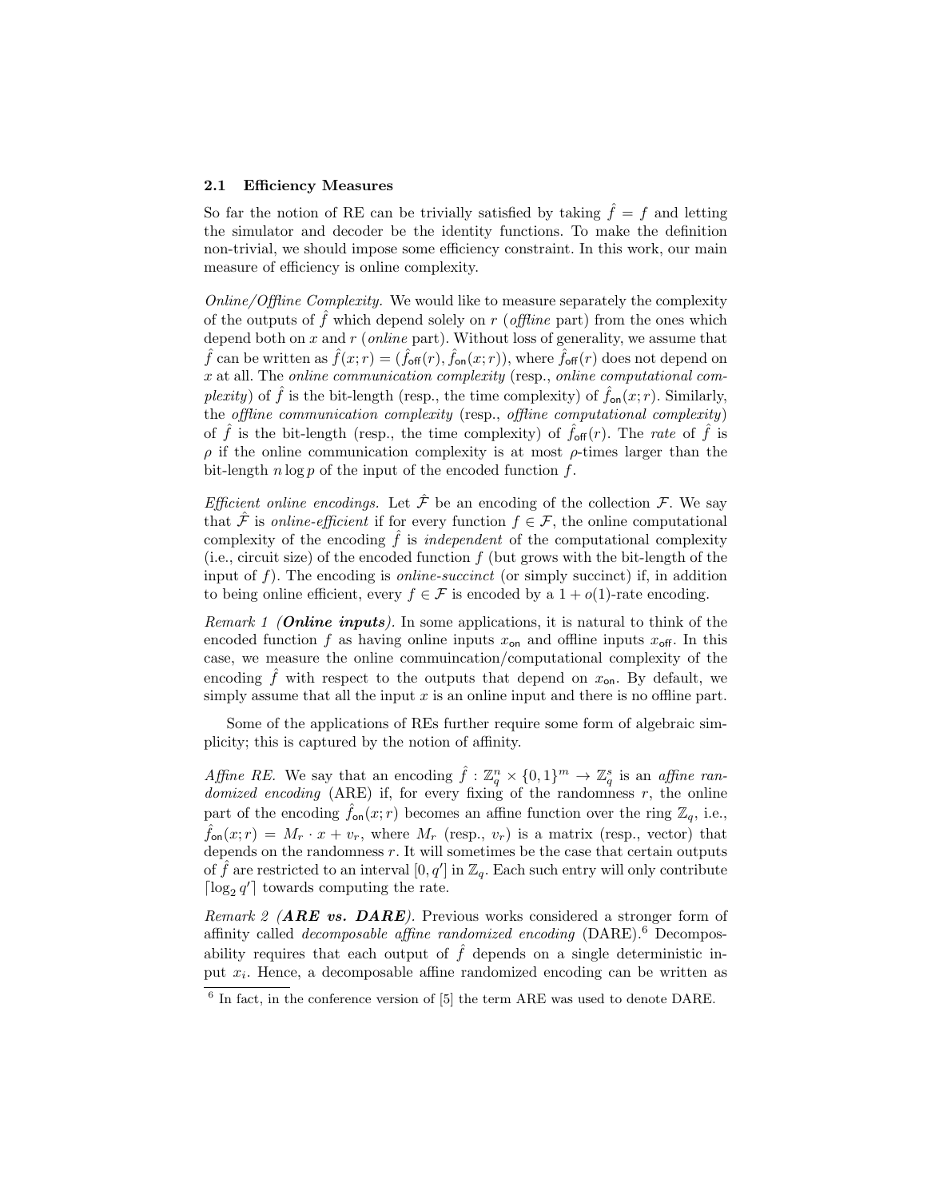### 2.1 Efficiency Measures

So far the notion of RE can be trivially satisfied by taking $\hat{f} = f$ and letting the simulator and decoder be the identity functions. To make the definition non-trivial, we should impose some efficiency constraint. In this work, our main measure of efficiency is online complexity.

*Online/Offline Complexity.* We would like to measure separately the complexity of the outputs of $\hat{f}$ which depend solely on $r$ (*offline* part) from the ones which depend both on $x$ and $r$ (*online* part). Without loss of generality, we assume that $\hat{f}$ can be written as $\hat{f}(x;r) = (\hat{f}_{\mathsf{off}}(r), \hat{f}_{\mathsf{on}}(x;r))$, where $\hat{f}_{\mathsf{off}}(r)$ does not depend on $x$ at all. The *online communication complexity* (resp., *online computational complexity*) of $\hat{f}$ is the bit-length (resp., the time complexity) of $\hat{f}_{\mathsf{on}}(x;r)$. Similarly, the *offline communication complexity* (resp., *offline computational complexity*) of $\hat{f}$ is the bit-length (resp., the time complexity) of $\hat{f}_{\mathsf{off}}(r)$. The *rate* of $\hat{f}$ is $\rho$ if the online communication complexity is at most $\rho$-times larger than the bit-length $n \log p$ of the input of the encoded function $f$.

*Efficient online encodings.* Let $\hat{\mathcal{F}}$ be an encoding of the collection $\mathcal{F}$. We say that $\hat{\mathcal{F}}$ is *online-efficient* if for every function $f \in \mathcal{F}$, the online computational complexity of the encoding $\hat{f}$ is *independent* of the computational complexity (i.e., circuit size) of the encoded function $f$ (but grows with the bit-length of the input of $f$). The encoding is *online-succinct* (or simply succinct) if, in addition to being online efficient, every $f \in \mathcal{F}$ is encoded by a $1 + o(1)$-rate encoding.

*Remark 1 (**Online inputs**).* In some applications, it is natural to think of the encoded function $f$ as having online inputs $x_{\mathsf{on}}$ and offline inputs $x_{\mathsf{off}}$. In this case, we measure the online commuincation/computational complexity of the encoding $\hat{f}$ with respect to the outputs that depend on $x_{\mathsf{on}}$. By default, we simply assume that all the input $x$ is an online input and there is no offline part.

Some of the applications of REs further require some form of algebraic simplicity; this is captured by the notion of affinity.

*Affine RE.* We say that an encoding $\hat{f} : \mathbb{Z}_q^n \times \{0,1\}^m \to \mathbb{Z}_q^s$ is an *affine randomized encoding* (ARE) if, for every fixing of the randomness $r$, the online part of the encoding $\hat{f}_{\mathsf{on}}(x;r)$ becomes an affine function over the ring $\mathbb{Z}_q$, i.e., $\hat{f}_{\mathsf{on}}(x;r) = M_r \cdot x + v_r$, where $M_r$ (resp., $v_r$) is a matrix (resp., vector) that depends on the randomness $r$. It will sometimes be the case that certain outputs of $\hat{f}$ are restricted to an interval $[0, q']$ in $\mathbb{Z}_q$. Each such entry will only contribute $\lceil \log_2 q' \rceil$ towards computing the rate.

*Remark 2 (**ARE vs. DARE**).* Previous works considered a stronger form of affinity called *decomposable affine randomized encoding* (DARE).[6] Decomposability requires that each output of $\hat{f}$ depends on a single deterministic input $x_i$. Hence, a decomposable affine randomized encoding can be written as

[6] In fact, in the conference version of [5] the term ARE was used to denote DARE.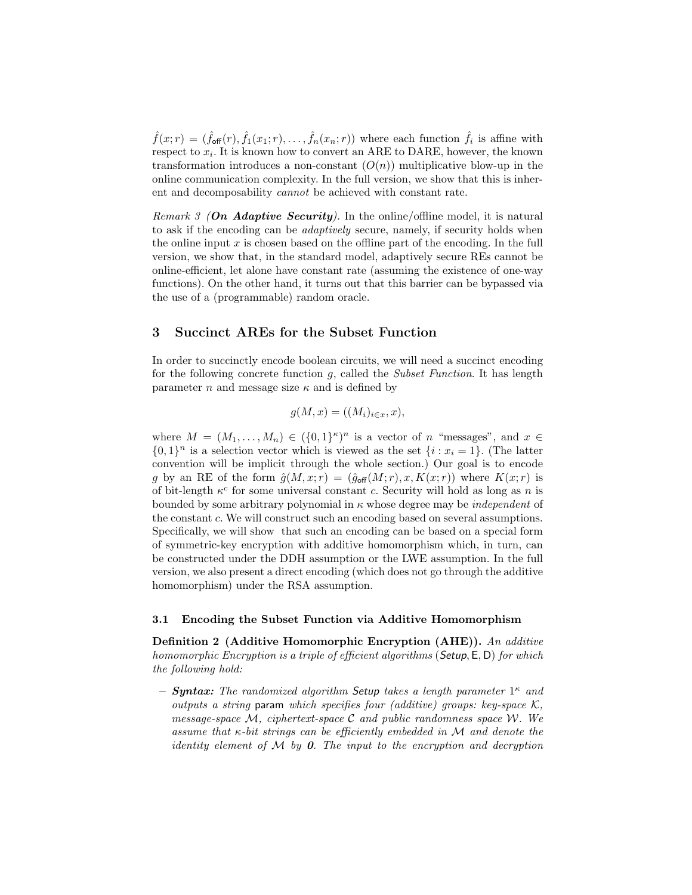$\hat{f}(x;r) = (\hat{f}_{\mathsf{off}}(r), \hat{f}_1(x_1;r), \dots, \hat{f}_n(x_n;r))$ where each function $\hat{f}_i$ is affine with respect to $x_i$. It is known how to convert an ARE to DARE, however, the known transformation introduces a non-constant ($O(n)$) multiplicative blow-up in the online communication complexity. In the full version, we show that this is inherent and decomposability *cannot* be achieved with constant rate.

*Remark 3 (**On Adaptive Security**).* In the online/offline model, it is natural to ask if the encoding can be *adaptively* secure, namely, if security holds when the online input $x$ is chosen based on the offline part of the encoding. In the full version, we show that, in the standard model, adaptively secure REs cannot be online-efficient, let alone have constant rate (assuming the existence of one-way functions). On the other hand, it turns out that this barrier can be bypassed via the use of a (programmable) random oracle.

## 3 Succinct AREs for the Subset Function

In order to succinctly encode boolean circuits, we will need a succinct encoding for the following concrete function $g$, called the *Subset Function*. It has length parameter $n$ and message size $\kappa$ and is defined by

$$g(M, x) = ((M_i)_{i \in x}, x),$$

where $M = (M_1, \dots, M_n) \in (\{0,1\}^\kappa)^n$ is a vector of $n$ "messages", and $x \in \{0,1\}^n$ is a selection vector which is viewed as the set $\{i : x_i = 1\}$. (The latter convention will be implicit through the whole section.) Our goal is to encode $g$ by an RE of the form $\hat{g}(M, x; r) = (\hat{g}_{\mathsf{off}}(M; r), x, K(x; r))$ where $K(x; r)$ is of bit-length $\kappa^c$ for some universal constant $c$. Security will hold as long as $n$ is bounded by some arbitrary polynomial in $\kappa$ whose degree may be *independent* of the constant $c$. We will construct such an encoding based on several assumptions. Specifically, we will show that such an encoding can be based on a special form of symmetric-key encryption with additive homomorphism which, in turn, can be constructed under the DDH assumption or the LWE assumption. In the full version, we also present a direct encoding (which does not go through the additive homomorphism) under the RSA assumption.

### 3.1 Encoding the Subset Function via Additive Homomorphism

**Definition 2 (Additive Homomorphic Encryption (AHE)).** *An additive homomorphic Encryption is a triple of efficient algorithms* ($\mathsf{Setup}, \mathsf{E}, \mathsf{D}$) *for which the following hold:*

- ***Syntax:*** *The randomized algorithm* $\mathsf{Setup}$ *takes a length parameter* $1^\kappa$ *and outputs a string* $\mathsf{param}$ *which specifies four (additive) groups: key-space* $\mathcal{K}$*, message-space* $\mathcal{M}$*, ciphertext-space* $\mathcal{C}$ *and public randomness space* $\mathcal{W}$*. We assume that* $\kappa$*-bit strings can be efficiently embedded in* $\mathcal{M}$ *and denote the identity element of* $\mathcal{M}$ *by* $\mathbf{0}$*. The input to the encryption and decryption*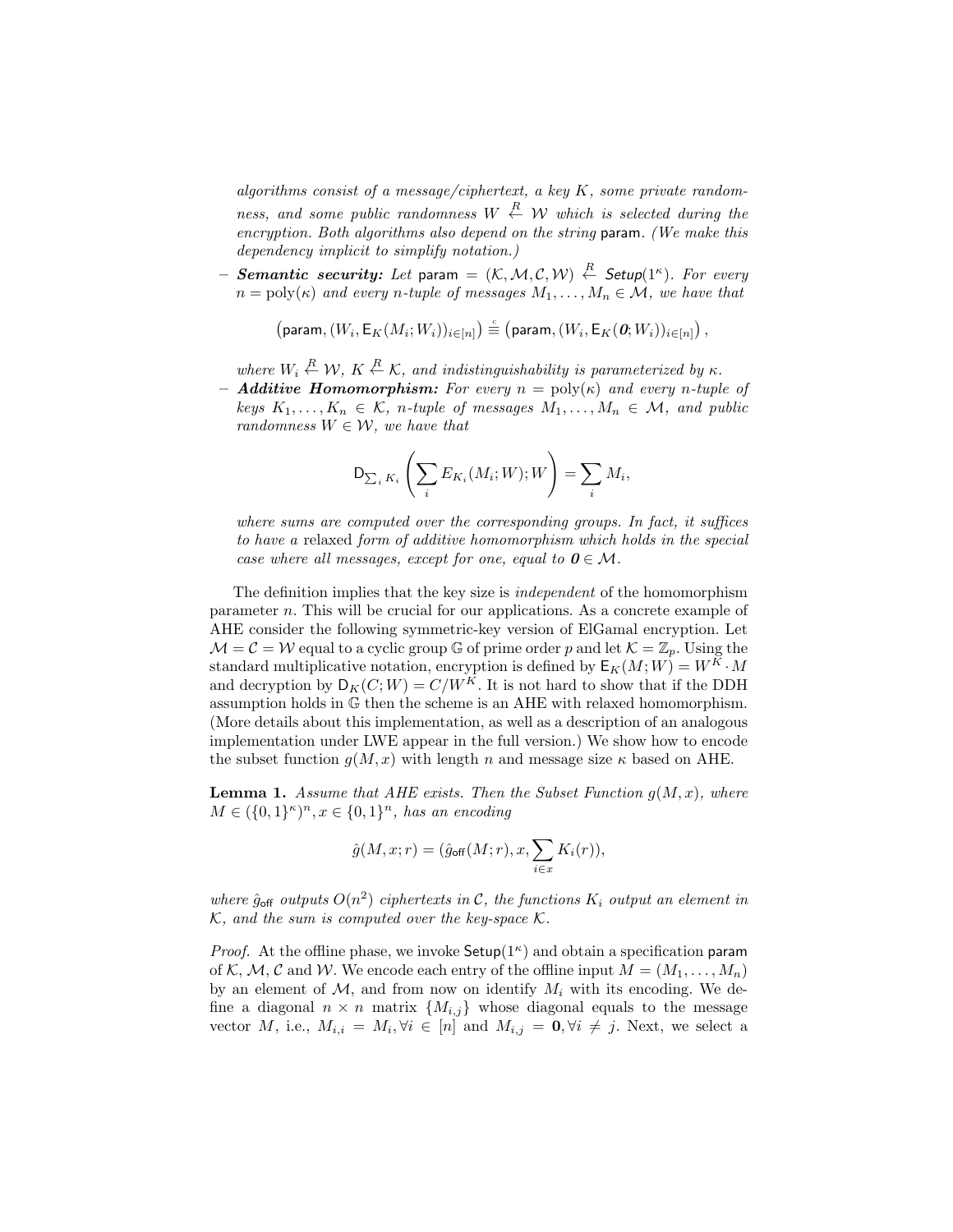*algorithms consist of a message/ciphertext, a key $K$, some private randomness, and some public randomness $W \stackrel{R}{\leftarrow} \mathcal{W}$ which is selected during the encryption. Both algorithms also depend on the string* param*. (We make this dependency implicit to simplify notation.)*

– ***Semantic security:*** *Let* $\mathsf{param} = (\mathcal{K}, \mathcal{M}, \mathcal{C}, \mathcal{W}) \stackrel{R}{\leftarrow} \mathsf{Setup}(1^\kappa)$*. For every* $n = \mathrm{poly}(\kappa)$ *and every* $n$*-tuple of messages* $M_1, \ldots, M_n \in \mathcal{M}$*, we have that*

$$\left(\mathsf{param}, (W_i, \mathsf{E}_K(M_i; W_i))_{i\in[n]}\right) \stackrel{c}{\equiv} \left(\mathsf{param}, (W_i, \mathsf{E}_K(\mathbf{0}; W_i))_{i\in[n]}\right),$$

*where* $W_i \stackrel{R}{\leftarrow} \mathcal{W}$*,* $K \stackrel{R}{\leftarrow} \mathcal{K}$*, and indistinguishability is parameterized by* $\kappa$*.*

– ***Additive Homomorphism:*** *For every* $n = \mathrm{poly}(\kappa)$ *and every* $n$*-tuple of keys* $K_1, \ldots, K_n \in \mathcal{K}$*,* $n$*-tuple of messages* $M_1, \ldots, M_n \in \mathcal{M}$*, and public randomness* $W \in \mathcal{W}$*, we have that*

$$\mathsf{D}_{\sum_i K_i}\left(\sum_i E_{K_i}(M_i; W); W\right) = \sum_i M_i,$$

*where sums are computed over the corresponding groups. In fact, it suffices to have a* relaxed *form of additive homomorphism which holds in the special case where all messages, except for one, equal to* $\mathbf{0} \in \mathcal{M}$*.*

The definition implies that the key size is *independent* of the homomorphism parameter $n$. This will be crucial for our applications. As a concrete example of AHE consider the following symmetric-key version of ElGamal encryption. Let $\mathcal{M} = \mathcal{C} = \mathcal{W}$ equal to a cyclic group $\mathbb{G}$ of prime order $p$ and let $\mathcal{K} = \mathbb{Z}_p$. Using the standard multiplicative notation, encryption is defined by $\mathsf{E}_K(M; W) = W^K \cdot M$ and decryption by $\mathsf{D}_K(C; W) = C/W^K$. It is not hard to show that if the DDH assumption holds in $\mathbb{G}$ then the scheme is an AHE with relaxed homomorphism. (More details about this implementation, as well as a description of an analogous implementation under LWE appear in the full version.) We show how to encode the subset function $g(M, x)$ with length $n$ and message size $\kappa$ based on AHE.

**Lemma 1.** *Assume that AHE exists. Then the Subset Function* $g(M, x)$*, where* $M \in (\{0,1\}^\kappa)^n, x \in \{0,1\}^n$*, has an encoding*

$$\hat{g}(M, x; r) = (\hat{g}_{\mathsf{off}}(M; r), x, \sum_{i \in x} K_i(r)),$$

*where* $\hat{g}_{\mathsf{off}}$ *outputs* $O(n^2)$ *ciphertexts in* $\mathcal{C}$*, the functions* $K_i$ *output an element in* $\mathcal{K}$*, and the sum is computed over the key-space* $\mathcal{K}$*.*

*Proof.* At the offline phase, we invoke $\mathsf{Setup}(1^\kappa)$ and obtain a specification param of $\mathcal{K}$, $\mathcal{M}$, $\mathcal{C}$ and $\mathcal{W}$. We encode each entry of the offline input $M = (M_1, \ldots, M_n)$ by an element of $\mathcal{M}$, and from now on identify $M_i$ with its encoding. We define a diagonal $n \times n$ matrix $\{M_{i,j}\}$ whose diagonal equals to the message vector $M$, i.e., $M_{i,i} = M_i, \forall i \in [n]$ and $M_{i,j} = \mathbf{0}, \forall i \neq j$. Next, we select a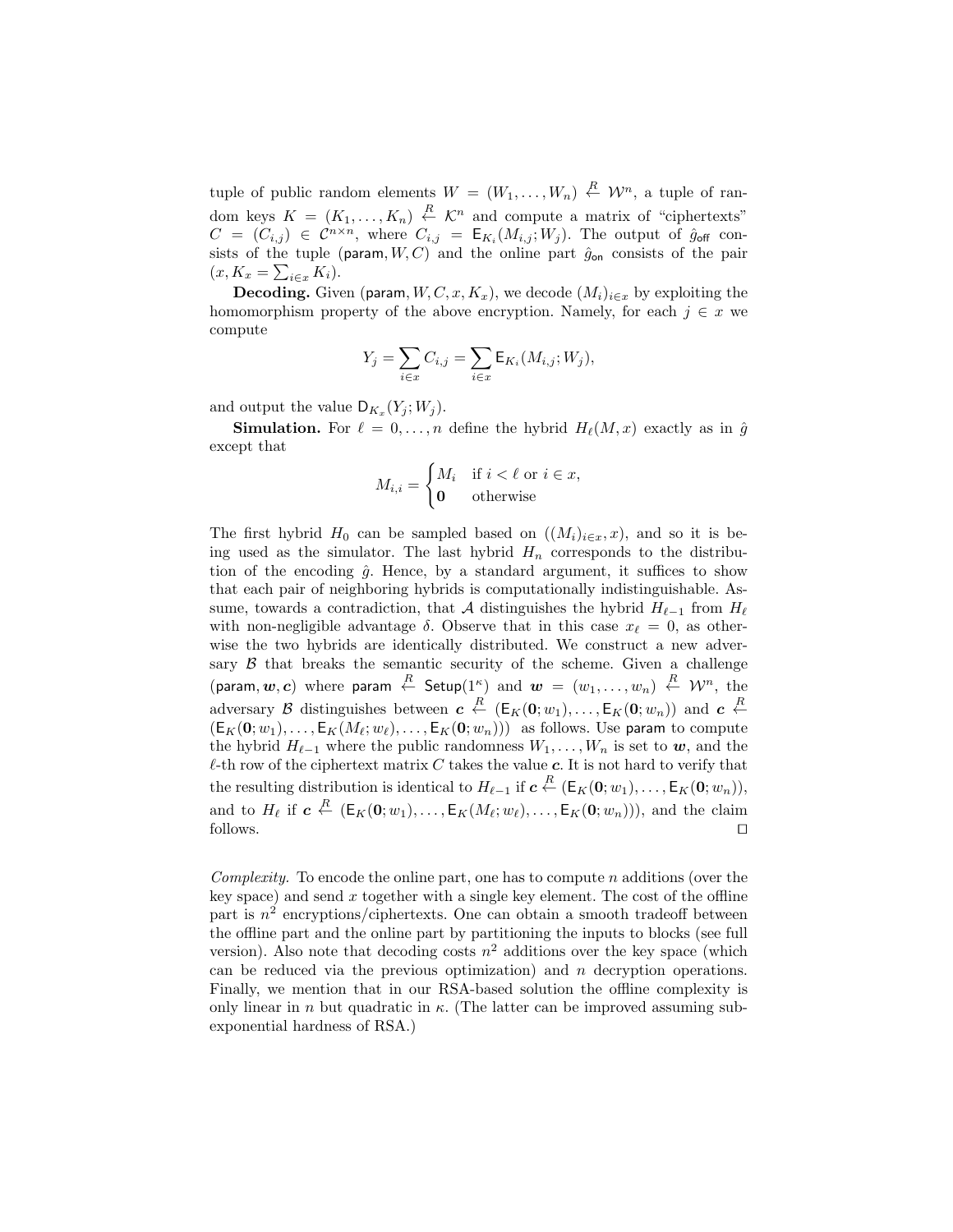tuple of public random elements $W = (W_1, \ldots, W_n) \xleftarrow{R} \mathcal{W}^n$, a tuple of random keys $K = (K_1, \ldots, K_n) \xleftarrow{R} \mathcal{K}^n$ and compute a matrix of "ciphertexts" $C = (C_{i,j}) \in \mathcal{C}^{n \times n}$, where $C_{i,j} = \mathsf{E}_{K_i}(M_{i,j}; W_j)$. The output of $\hat{g}_{\mathsf{off}}$ consists of the tuple $(\mathsf{param}, W, C)$ and the online part $\hat{g}_{\mathsf{on}}$ consists of the pair $(x, K_x = \sum_{i \in x} K_i)$.

**Decoding.** Given $(\mathsf{param}, W, C, x, K_x)$, we decode $(M_i)_{i \in x}$ by exploiting the homomorphism property of the above encryption. Namely, for each $j \in x$ we compute

$$Y_j = \sum_{i \in x} C_{i,j} = \sum_{i \in x} \mathsf{E}_{K_i}(M_{i,j}; W_j),$$

and output the value $\mathsf{D}_{K_x}(Y_j; W_j)$.

**Simulation.** For $\ell = 0, \ldots, n$ define the hybrid $H_\ell(M, x)$ exactly as in $\hat{g}$ except that

$$M_{i,i} = \begin{cases} M_i & \text{if } i < \ell \text{ or } i \in x, \\ \mathbf{0} & \text{otherwise} \end{cases}$$

The first hybrid $H_0$ can be sampled based on $((M_i)_{i \in x}, x)$, and so it is being used as the simulator. The last hybrid $H_n$ corresponds to the distribution of the encoding $\hat{g}$. Hence, by a standard argument, it suffices to show that each pair of neighboring hybrids is computationally indistinguishable. Assume, towards a contradiction, that $\mathcal{A}$ distinguishes the hybrid $H_{\ell-1}$ from $H_\ell$ with non-negligible advantage $\delta$. Observe that in this case $x_\ell = 0$, as otherwise the two hybrids are identically distributed. We construct a new adversary $\mathcal{B}$ that breaks the semantic security of the scheme. Given a challenge $(\mathsf{param}, \boldsymbol{w}, \boldsymbol{c})$ where $\mathsf{param} \xleftarrow{R} \mathsf{Setup}(1^\kappa)$ and $\boldsymbol{w} = (w_1, \ldots, w_n) \xleftarrow{R} \mathcal{W}^n$, the adversary $\mathcal{B}$ distinguishes between $\boldsymbol{c} \xleftarrow{R} (\mathsf{E}_K(\mathbf{0}; w_1), \ldots, \mathsf{E}_K(\mathbf{0}; w_n))$ and $\boldsymbol{c} \xleftarrow{R} (\mathsf{E}_K(\mathbf{0}; w_1), \ldots, \mathsf{E}_K(M_\ell; w_\ell), \ldots, \mathsf{E}_K(\mathbf{0}; w_n)))$ as follows. Use $\mathsf{param}$ to compute the hybrid $H_{\ell-1}$ where the public randomness $W_1, \ldots, W_n$ is set to $\boldsymbol{w}$, and the $\ell$-th row of the ciphertext matrix $C$ takes the value $\boldsymbol{c}$. It is not hard to verify that the resulting distribution is identical to $H_{\ell-1}$ if $\boldsymbol{c} \xleftarrow{R} (\mathsf{E}_K(\mathbf{0}; w_1), \ldots, \mathsf{E}_K(\mathbf{0}; w_n))$, and to $H_\ell$ if $\boldsymbol{c} \xleftarrow{R} (\mathsf{E}_K(\mathbf{0}; w_1), \ldots, \mathsf{E}_K(M_\ell; w_\ell), \ldots, \mathsf{E}_K(\mathbf{0}; w_n)))$, and the claim follows. ◻

*Complexity.* To encode the online part, one has to compute $n$ additions (over the key space) and send $x$ together with a single key element. The cost of the offline part is $n^2$ encryptions/ciphertexts. One can obtain a smooth tradeoff between the offline part and the online part by partitioning the inputs to blocks (see full version). Also note that decoding costs $n^2$ additions over the key space (which can be reduced via the previous optimization) and $n$ decryption operations. Finally, we mention that in our RSA-based solution the offline complexity is only linear in $n$ but quadratic in $\kappa$. (The latter can be improved assuming sub-exponential hardness of RSA.)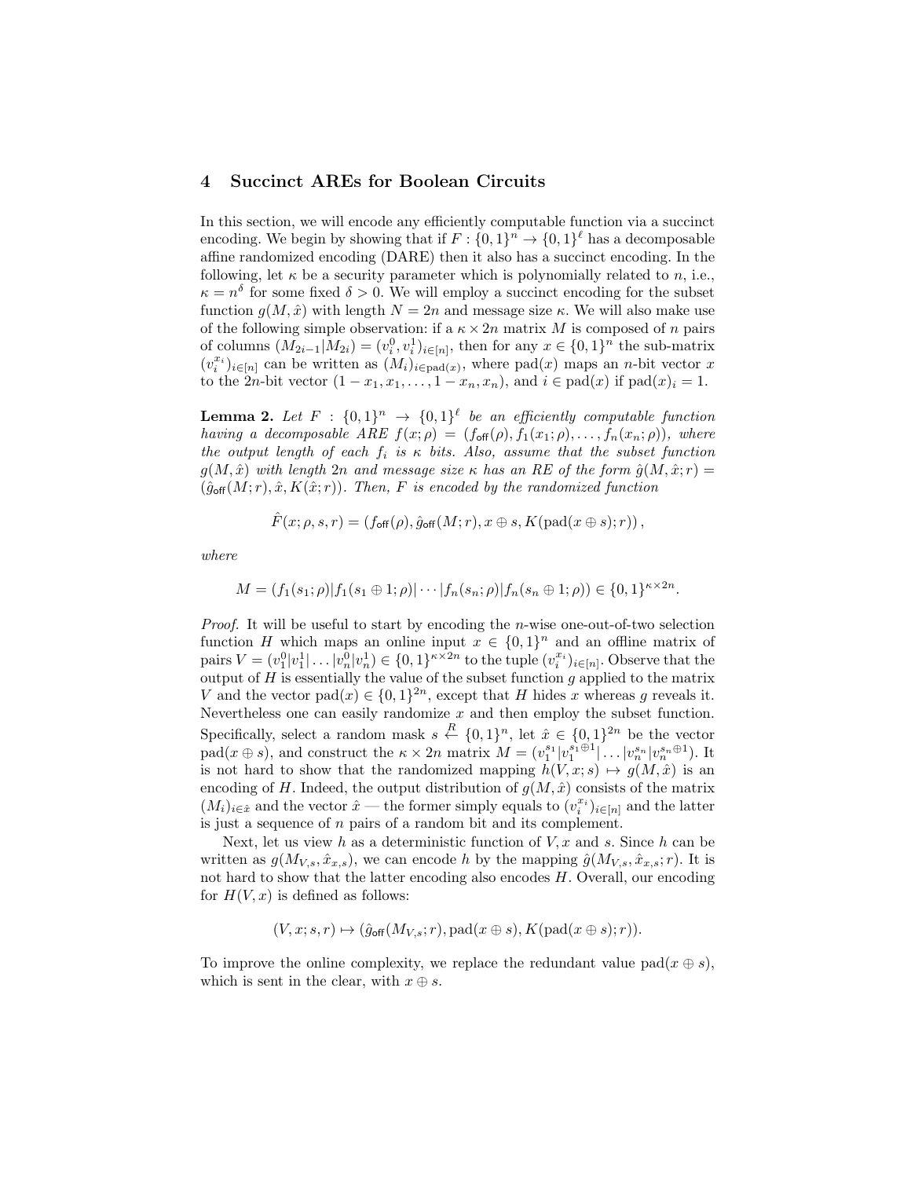## 4 Succinct AREs for Boolean Circuits

In this section, we will encode any efficiently computable function via a succinct encoding. We begin by showing that if $F : \{0,1\}^n \to \{0,1\}^\ell$ has a decomposable affine randomized encoding (DARE) then it also has a succinct encoding. In the following, let $\kappa$ be a security parameter which is polynomially related to $n$, i.e., $\kappa = n^\delta$ for some fixed $\delta > 0$. We will employ a succinct encoding for the subset function $g(M, \hat{x})$ with length $N = 2n$ and message size $\kappa$. We will also make use of the following simple observation: if a $\kappa \times 2n$ matrix $M$ is composed of $n$ pairs of columns $(M_{2i-1}|M_{2i}) = (v_i^0, v_i^1)_{i \in [n]}$, then for any $x \in \{0,1\}^n$ the sub-matrix $(v_i^{x_i})_{i \in [n]}$ can be written as $(M_i)_{i \in \mathrm{pad}(x)}$, where $\mathrm{pad}(x)$ maps an $n$-bit vector $x$ to the $2n$-bit vector $(1 - x_1, x_1, \dots, 1 - x_n, x_n)$, and $i \in \mathrm{pad}(x)$ if $\mathrm{pad}(x)_i = 1$.

**Lemma 2.** *Let $F : \{0,1\}^n \to \{0,1\}^\ell$ be an efficiently computable function having a decomposable ARE $f(x;\rho) = (f_{\mathsf{off}}(\rho), f_1(x_1;\rho), \dots, f_n(x_n;\rho))$, where the output length of each $f_i$ is $\kappa$ bits. Also, assume that the subset function $g(M, \hat{x})$ with length $2n$ and message size $\kappa$ has an RE of the form $\hat{g}(M, \hat{x}; r) = (\hat{g}_{\mathsf{off}}(M; r), \hat{x}, K(\hat{x}; r))$. Then, $F$ is encoded by the randomized function*

$$\hat{F}(x; \rho, s, r) = (f_{\mathsf{off}}(\rho), \hat{g}_{\mathsf{off}}(M; r), x \oplus s, K(\mathrm{pad}(x \oplus s); r)),$$

*where*

$$M = (f_1(s_1;\rho)|f_1(s_1 \oplus 1;\rho)| \cdots |f_n(s_n;\rho)|f_n(s_n \oplus 1;\rho)) \in \{0,1\}^{\kappa \times 2n}.$$

*Proof.* It will be useful to start by encoding the $n$-wise one-out-of-two selection function $H$ which maps an online input $x \in \{0,1\}^n$ and an offline matrix of pairs $V = (v_1^0|v_1^1|\dots|v_n^0|v_n^1) \in \{0,1\}^{\kappa \times 2n}$ to the tuple $(v_i^{x_i})_{i \in [n]}$. Observe that the output of $H$ is essentially the value of the subset function $g$ applied to the matrix $V$ and the vector $\mathrm{pad}(x) \in \{0,1\}^{2n}$, except that $H$ hides $x$ whereas $g$ reveals it. Nevertheless one can easily randomize $x$ and then employ the subset function. Specifically, select a random mask $s \xleftarrow{R} \{0,1\}^n$, let $\hat{x} \in \{0,1\}^{2n}$ be the vector $\mathrm{pad}(x \oplus s)$, and construct the $\kappa \times 2n$ matrix $M = (v_1^{s_1}|v_1^{s_1 \oplus 1}|\dots|v_n^{s_n}|v_n^{s_n \oplus 1})$. It is not hard to show that the randomized mapping $h(V, x; s) \mapsto g(M, \hat{x})$ is an encoding of $H$. Indeed, the output distribution of $g(M, \hat{x})$ consists of the matrix $(M_i)_{i \in \hat{x}}$ and the vector $\hat{x}$ — the former simply equals to $(v_i^{x_i})_{i \in [n]}$ and the latter is just a sequence of $n$ pairs of a random bit and its complement.

Next, let us view $h$ as a deterministic function of $V, x$ and $s$. Since $h$ can be written as $g(M_{V,s}, \hat{x}_{x,s})$, we can encode $h$ by the mapping $\hat{g}(M_{V,s}, \hat{x}_{x,s}; r)$. It is not hard to show that the latter encoding also encodes $H$. Overall, our encoding for $H(V, x)$ is defined as follows:

$$(V, x; s, r) \mapsto (\hat{g}_{\mathsf{off}}(M_{V,s}; r), \mathrm{pad}(x \oplus s), K(\mathrm{pad}(x \oplus s); r)).$$

To improve the online complexity, we replace the redundant value $\mathrm{pad}(x \oplus s)$, which is sent in the clear, with $x \oplus s$.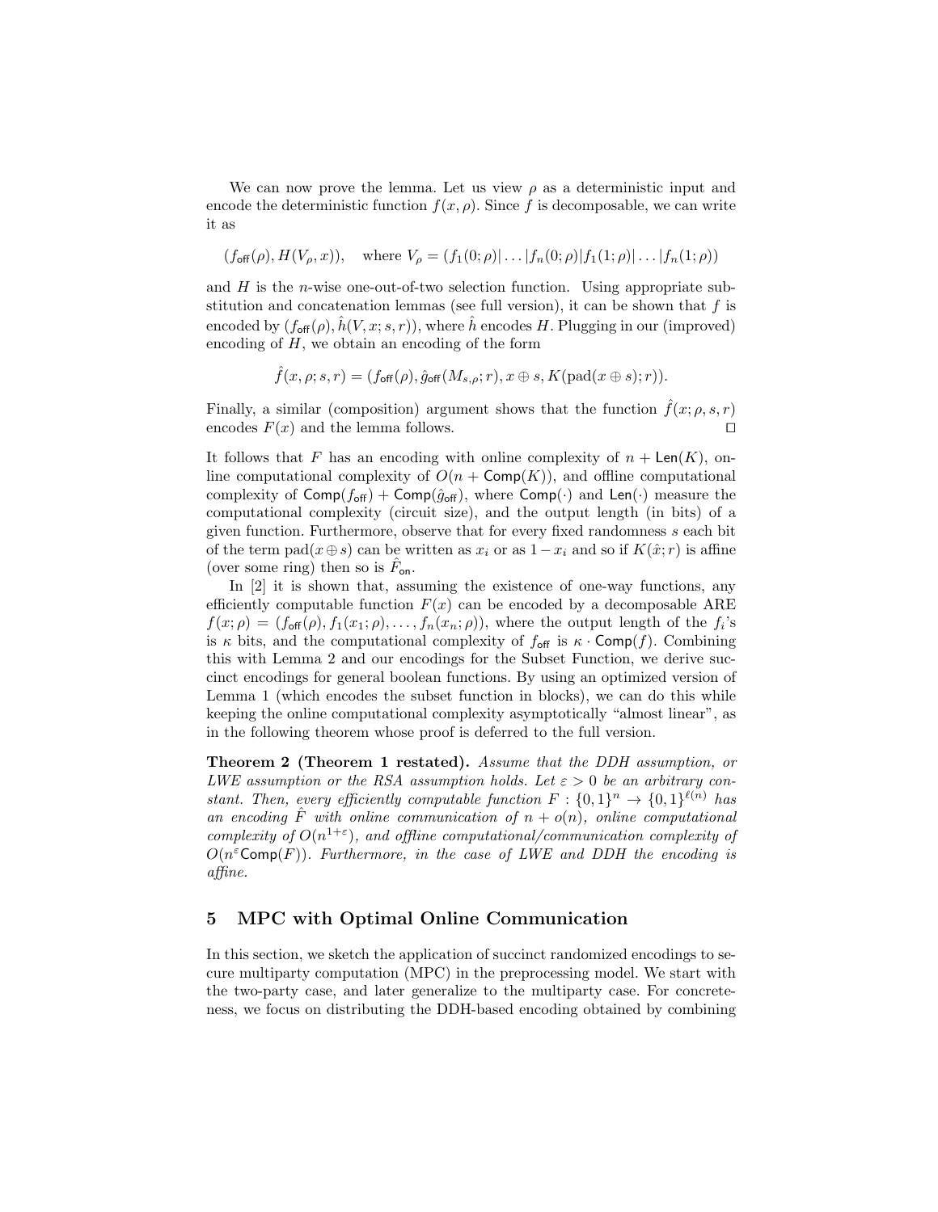We can now prove the lemma. Let us view $\rho$ as a deterministic input and encode the deterministic function $f(x, \rho)$. Since $f$ is decomposable, we can write it as

$$(f_{\mathsf{off}}(\rho), H(V_\rho, x)), \quad \text{where } V_\rho = (f_1(0;\rho)|\dots|f_n(0;\rho)|f_1(1;\rho)|\dots|f_n(1;\rho))$$

and $H$ is the $n$-wise one-out-of-two selection function. Using appropriate substitution and concatenation lemmas (see full version), it can be shown that $f$ is encoded by $(f_{\mathsf{off}}(\rho), \hat{h}(V, x; s, r))$, where $\hat{h}$ encodes $H$. Plugging in our (improved) encoding of $H$, we obtain an encoding of the form

$$\hat{f}(x, \rho; s, r) = (f_{\mathsf{off}}(\rho), \hat{g}_{\mathsf{off}}(M_{s,\rho}; r), x \oplus s, K(\text{pad}(x \oplus s); r)).$$

Finally, a similar (composition) argument shows that the function $\hat{f}(x; \rho, s, r)$ encodes $F(x)$ and the lemma follows. □

It follows that $F$ has an encoding with online complexity of $n + \mathsf{Len}(K)$, online computational complexity of $O(n + \mathsf{Comp}(K))$, and offline computational complexity of $\mathsf{Comp}(f_{\mathsf{off}}) + \mathsf{Comp}(\hat{g}_{\mathsf{off}})$, where $\mathsf{Comp}(\cdot)$ and $\mathsf{Len}(\cdot)$ measure the computational complexity (circuit size), and the output length (in bits) of a given function. Furthermore, observe that for every fixed randomness $s$ each bit of the term $\text{pad}(x \oplus s)$ can be written as $x_i$ or as $1 - x_i$ and so if $K(\hat{x}; r)$ is affine (over some ring) then so is $\hat{F}_{\mathsf{on}}$.

In [2] it is shown that, assuming the existence of one-way functions, any efficiently computable function $F(x)$ can be encoded by a decomposable ARE $f(x; \rho) = (f_{\mathsf{off}}(\rho), f_1(x_1; \rho), \dots, f_n(x_n; \rho))$, where the output length of the $f_i$'s is $\kappa$ bits, and the computational complexity of $f_{\mathsf{off}}$ is $\kappa \cdot \mathsf{Comp}(f)$. Combining this with Lemma 2 and our encodings for the Subset Function, we derive succinct encodings for general boolean functions. By using an optimized version of Lemma 1 (which encodes the subset function in blocks), we can do this while keeping the online computational complexity asymptotically "almost linear", as in the following theorem whose proof is deferred to the full version.

**Theorem 2 (Theorem 1 restated).** *Assume that the DDH assumption, or LWE assumption or the RSA assumption holds. Let $\varepsilon > 0$ be an arbitrary constant. Then, every efficiently computable function $F : \{0,1\}^n \to \{0,1\}^{\ell(n)}$ has an encoding $\hat{F}$ with online communication of $n + o(n)$, online computational complexity of $O(n^{1+\varepsilon})$, and offline computational/communication complexity of $O(n^{\varepsilon}\mathsf{Comp}(F))$. Furthermore, in the case of LWE and DDH the encoding is affine.*

## 5 MPC with Optimal Online Communication

In this section, we sketch the application of succinct randomized encodings to secure multiparty computation (MPC) in the preprocessing model. We start with the two-party case, and later generalize to the multiparty case. For concreteness, we focus on distributing the DDH-based encoding obtained by combining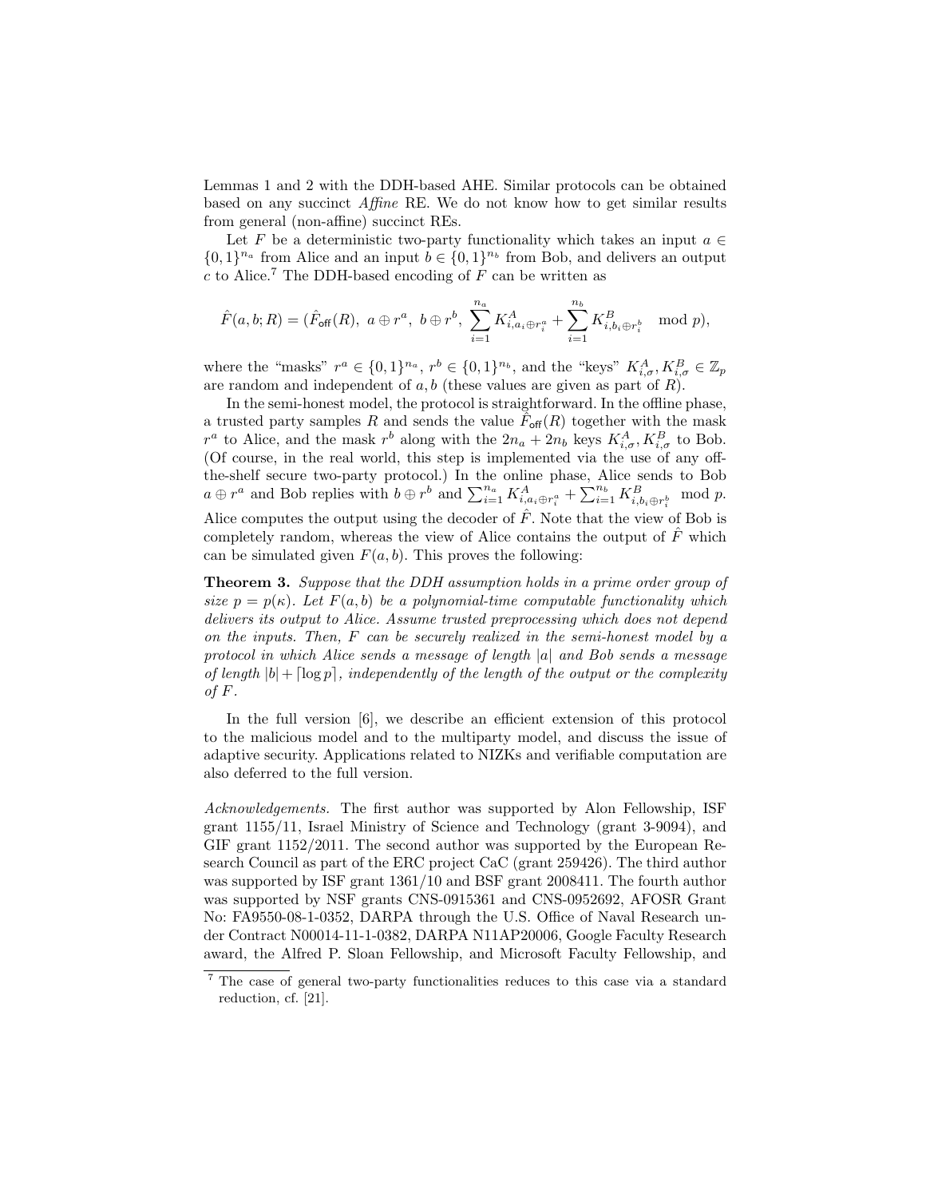Lemmas 1 and 2 with the DDH-based AHE. Similar protocols can be obtained based on any succinct *Affine* RE. We do not know how to get similar results from general (non-affine) succinct REs.

Let $F$ be a deterministic two-party functionality which takes an input $a \in \{0,1\}^{n_a}$ from Alice and an input $b \in \{0,1\}^{n_b}$ from Bob, and delivers an output $c$ to Alice.[7] The DDH-based encoding of $F$ can be written as

$$\hat{F}(a, b; R) = (\hat{F}_{\mathsf{off}}(R),\ a \oplus r^a,\ b \oplus r^b,\ \sum_{i=1}^{n_a} K^A_{i,a_i \oplus r^a_i} + \sum_{i=1}^{n_b} K^B_{i,b_i \oplus r^b_i} \mod p),$$

where the "masks" $r^a \in \{0,1\}^{n_a}$, $r^b \in \{0,1\}^{n_b}$, and the "keys" $K^A_{i,\sigma}, K^B_{i,\sigma} \in \mathbb{Z}_p$ are random and independent of $a, b$ (these values are given as part of $R$).

In the semi-honest model, the protocol is straightforward. In the offline phase, a trusted party samples $R$ and sends the value $\hat{F}_{\mathsf{off}}(R)$ together with the mask $r^a$ to Alice, and the mask $r^b$ along with the $2n_a + 2n_b$ keys $K^A_{i,\sigma}, K^B_{i,\sigma}$ to Bob. (Of course, in the real world, this step is implemented via the use of any off-the-shelf secure two-party protocol.) In the online phase, Alice sends to Bob $a \oplus r^a$ and Bob replies with $b \oplus r^b$ and $\sum_{i=1}^{n_a} K^A_{i,a_i \oplus r^a_i} + \sum_{i=1}^{n_b} K^B_{i,b_i \oplus r^b_i} \mod p$. Alice computes the output using the decoder of $\hat{F}$. Note that the view of Bob is completely random, whereas the view of Alice contains the output of $\hat{F}$ which can be simulated given $F(a, b)$. This proves the following:

**Theorem 3.** *Suppose that the DDH assumption holds in a prime order group of size $p = p(\kappa)$. Let $F(a, b)$ be a polynomial-time computable functionality which delivers its output to Alice. Assume trusted preprocessing which does not depend on the inputs. Then, $F$ can be securely realized in the semi-honest model by a protocol in which Alice sends a message of length $|a|$ and Bob sends a message of length $|b| + \lceil \log p \rceil$, independently of the length of the output or the complexity of $F$.*

In the full version [6], we describe an efficient extension of this protocol to the malicious model and to the multiparty model, and discuss the issue of adaptive security. Applications related to NIZKs and verifiable computation are also deferred to the full version.

*Acknowledgements.* The first author was supported by Alon Fellowship, ISF grant 1155/11, Israel Ministry of Science and Technology (grant 3-9094), and GIF grant 1152/2011. The second author was supported by the European Research Council as part of the ERC project CaC (grant 259426). The third author was supported by ISF grant 1361/10 and BSF grant 2008411. The fourth author was supported by NSF grants CNS-0915361 and CNS-0952692, AFOSR Grant No: FA9550-08-1-0352, DARPA through the U.S. Office of Naval Research under Contract N00014-11-1-0382, DARPA N11AP20006, Google Faculty Research award, the Alfred P. Sloan Fellowship, and Microsoft Faculty Fellowship, and

[7] The case of general two-party functionalities reduces to this case via a standard reduction, cf. [21].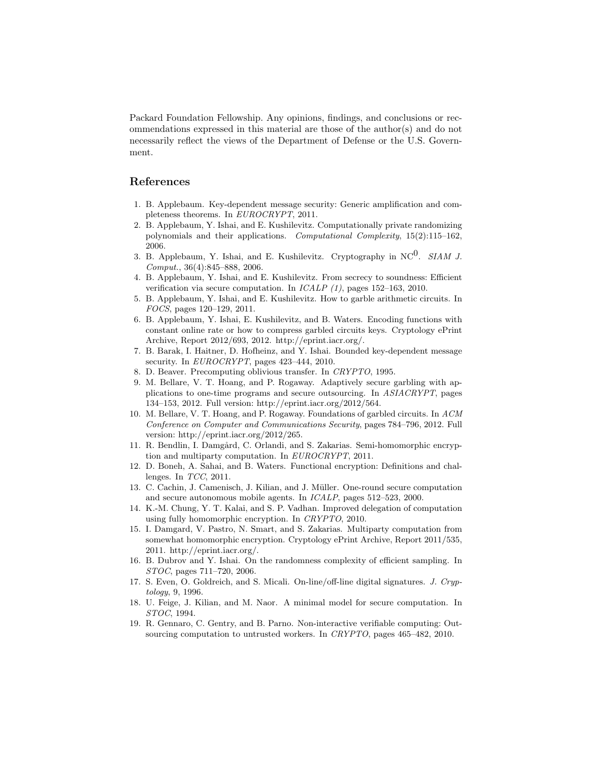Packard Foundation Fellowship. Any opinions, findings, and conclusions or recommendations expressed in this material are those of the author(s) and do not necessarily reflect the views of the Department of Defense or the U.S. Government.

## References

1. B. Applebaum. Key-dependent message security: Generic amplification and completeness theorems. In *EUROCRYPT*, 2011.
2. B. Applebaum, Y. Ishai, and E. Kushilevitz. Computationally private randomizing polynomials and their applications. *Computational Complexity*, 15(2):115–162, 2006.
3. B. Applebaum, Y. Ishai, and E. Kushilevitz. Cryptography in $\mathrm{NC}^0$. *SIAM J. Comput.*, 36(4):845–888, 2006.
4. B. Applebaum, Y. Ishai, and E. Kushilevitz. From secrecy to soundness: Efficient verification via secure computation. In *ICALP (1)*, pages 152–163, 2010.
5. B. Applebaum, Y. Ishai, and E. Kushilevitz. How to garble arithmetic circuits. In *FOCS*, pages 120–129, 2011.
6. B. Applebaum, Y. Ishai, E. Kushilevitz, and B. Waters. Encoding functions with constant online rate or how to compress garbled circuits keys. Cryptology ePrint Archive, Report 2012/693, 2012. http://eprint.iacr.org/.
7. B. Barak, I. Haitner, D. Hofheinz, and Y. Ishai. Bounded key-dependent message security. In *EUROCRYPT*, pages 423–444, 2010.
8. D. Beaver. Precomputing oblivious transfer. In *CRYPTO*, 1995.
9. M. Bellare, V. T. Hoang, and P. Rogaway. Adaptively secure garbling with applications to one-time programs and secure outsourcing. In *ASIACRYPT*, pages 134–153, 2012. Full version: http://eprint.iacr.org/2012/564.
10. M. Bellare, V. T. Hoang, and P. Rogaway. Foundations of garbled circuits. In *ACM Conference on Computer and Communications Security*, pages 784–796, 2012. Full version: http://eprint.iacr.org/2012/265.
11. R. Bendlin, I. Damgård, C. Orlandi, and S. Zakarias. Semi-homomorphic encryption and multiparty computation. In *EUROCRYPT*, 2011.
12. D. Boneh, A. Sahai, and B. Waters. Functional encryption: Definitions and challenges. In *TCC*, 2011.
13. C. Cachin, J. Camenisch, J. Kilian, and J. Müller. One-round secure computation and secure autonomous mobile agents. In *ICALP*, pages 512–523, 2000.
14. K.-M. Chung, Y. T. Kalai, and S. P. Vadhan. Improved delegation of computation using fully homomorphic encryption. In *CRYPTO*, 2010.
15. I. Damgard, V. Pastro, N. Smart, and S. Zakarias. Multiparty computation from somewhat homomorphic encryption. Cryptology ePrint Archive, Report 2011/535, 2011. http://eprint.iacr.org/.
16. B. Dubrov and Y. Ishai. On the randomness complexity of efficient sampling. In *STOC*, pages 711–720, 2006.
17. S. Even, O. Goldreich, and S. Micali. On-line/off-line digital signatures. *J. Cryptology*, 9, 1996.
18. U. Feige, J. Kilian, and M. Naor. A minimal model for secure computation. In *STOC*, 1994.
19. R. Gennaro, C. Gentry, and B. Parno. Non-interactive verifiable computing: Outsourcing computation to untrusted workers. In *CRYPTO*, pages 465–482, 2010.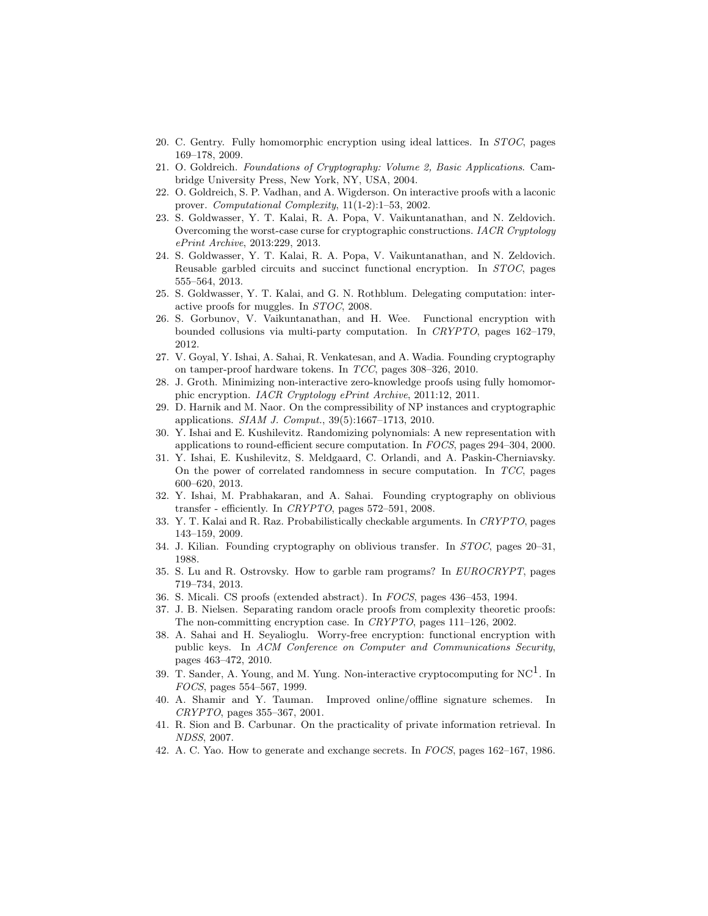20. C. Gentry. Fully homomorphic encryption using ideal lattices. In *STOC*, pages 169–178, 2009.
21. O. Goldreich. *Foundations of Cryptography: Volume 2, Basic Applications*. Cambridge University Press, New York, NY, USA, 2004.
22. O. Goldreich, S. P. Vadhan, and A. Wigderson. On interactive proofs with a laconic prover. *Computational Complexity*, 11(1-2):1–53, 2002.
23. S. Goldwasser, Y. T. Kalai, R. A. Popa, V. Vaikuntanathan, and N. Zeldovich. Overcoming the worst-case curse for cryptographic constructions. *IACR Cryptology ePrint Archive*, 2013:229, 2013.
24. S. Goldwasser, Y. T. Kalai, R. A. Popa, V. Vaikuntanathan, and N. Zeldovich. Reusable garbled circuits and succinct functional encryption. In *STOC*, pages 555–564, 2013.
25. S. Goldwasser, Y. T. Kalai, and G. N. Rothblum. Delegating computation: interactive proofs for muggles. In *STOC*, 2008.
26. S. Gorbunov, V. Vaikuntanathan, and H. Wee. Functional encryption with bounded collusions via multi-party computation. In *CRYPTO*, pages 162–179, 2012.
27. V. Goyal, Y. Ishai, A. Sahai, R. Venkatesan, and A. Wadia. Founding cryptography on tamper-proof hardware tokens. In *TCC*, pages 308–326, 2010.
28. J. Groth. Minimizing non-interactive zero-knowledge proofs using fully homomorphic encryption. *IACR Cryptology ePrint Archive*, 2011:12, 2011.
29. D. Harnik and M. Naor. On the compressibility of NP instances and cryptographic applications. *SIAM J. Comput.*, 39(5):1667–1713, 2010.
30. Y. Ishai and E. Kushilevitz. Randomizing polynomials: A new representation with applications to round-efficient secure computation. In *FOCS*, pages 294–304, 2000.
31. Y. Ishai, E. Kushilevitz, S. Meldgaard, C. Orlandi, and A. Paskin-Cherniavsky. On the power of correlated randomness in secure computation. In *TCC*, pages 600–620, 2013.
32. Y. Ishai, M. Prabhakaran, and A. Sahai. Founding cryptography on oblivious transfer - efficiently. In *CRYPTO*, pages 572–591, 2008.
33. Y. T. Kalai and R. Raz. Probabilistically checkable arguments. In *CRYPTO*, pages 143–159, 2009.
34. J. Kilian. Founding cryptography on oblivious transfer. In *STOC*, pages 20–31, 1988.
35. S. Lu and R. Ostrovsky. How to garble ram programs? In *EUROCRYPT*, pages 719–734, 2013.
36. S. Micali. CS proofs (extended abstract). In *FOCS*, pages 436–453, 1994.
37. J. B. Nielsen. Separating random oracle proofs from complexity theoretic proofs: The non-committing encryption case. In *CRYPTO*, pages 111–126, 2002.
38. A. Sahai and H. Seyalioglu. Worry-free encryption: functional encryption with public keys. In *ACM Conference on Computer and Communications Security*, pages 463–472, 2010.
39. T. Sander, A. Young, and M. Yung. Non-interactive cryptocomputing for $\mathrm{NC}^1$. In *FOCS*, pages 554–567, 1999.
40. A. Shamir and Y. Tauman. Improved online/offline signature schemes. In *CRYPTO*, pages 355–367, 2001.
41. R. Sion and B. Carbunar. On the practicality of private information retrieval. In *NDSS*, 2007.
42. A. C. Yao. How to generate and exchange secrets. In *FOCS*, pages 162–167, 1986.